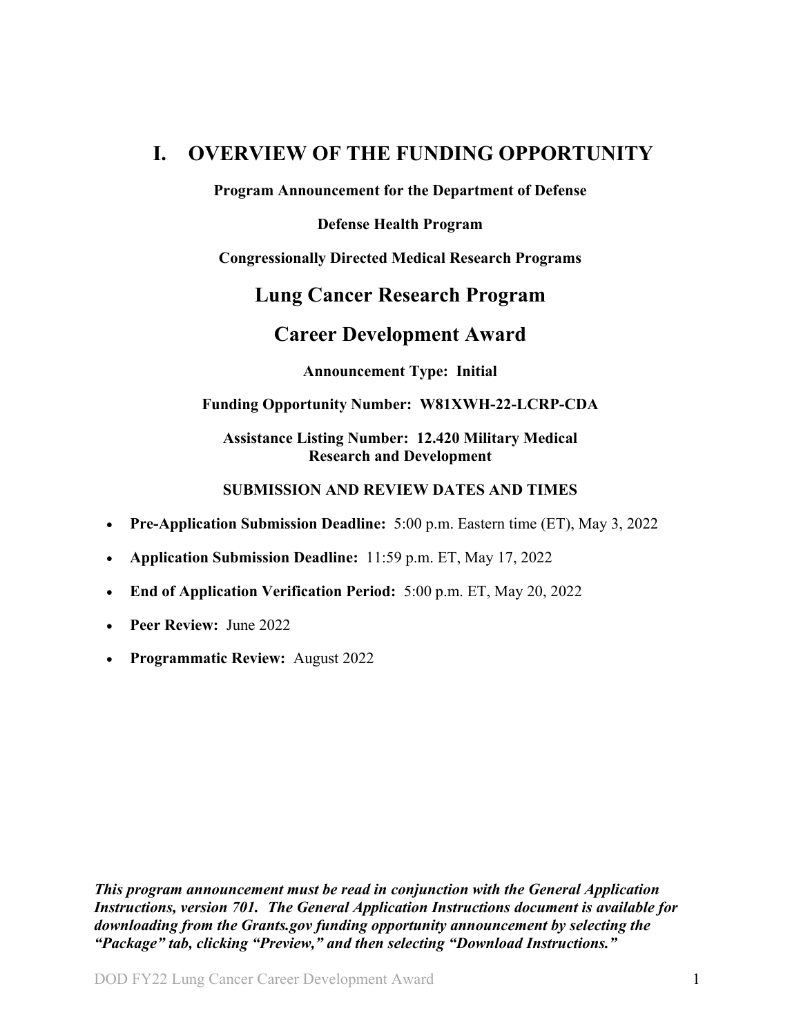# I. OVERVIEW OF THE FUNDING OPPORTUNITY

**Program Announcement for the Department of Defense**

**Defense Health Program**

**Congressionally Directed Medical Research Programs**

## Lung Cancer Research Program

## Career Development Award

**Announcement Type: Initial**

**Funding Opportunity Number: W81XWH-22-LCRP-CDA**

**Assistance Listing Number: 12.420 Military Medical Research and Development**

**SUBMISSION AND REVIEW DATES AND TIMES**

- **Pre-Application Submission Deadline:** 5:00 p.m. Eastern time (ET), May 3, 2022
- **Application Submission Deadline:** 11:59 p.m. ET, May 17, 2022
- **End of Application Verification Period:** 5:00 p.m. ET, May 20, 2022
- **Peer Review:** June 2022
- **Programmatic Review:** August 2022

***This program announcement must be read in conjunction with the General Application Instructions, version 701. The General Application Instructions document is available for downloading from the Grants.gov funding opportunity announcement by selecting the "Package" tab, clicking "Preview," and then selecting "Download Instructions."***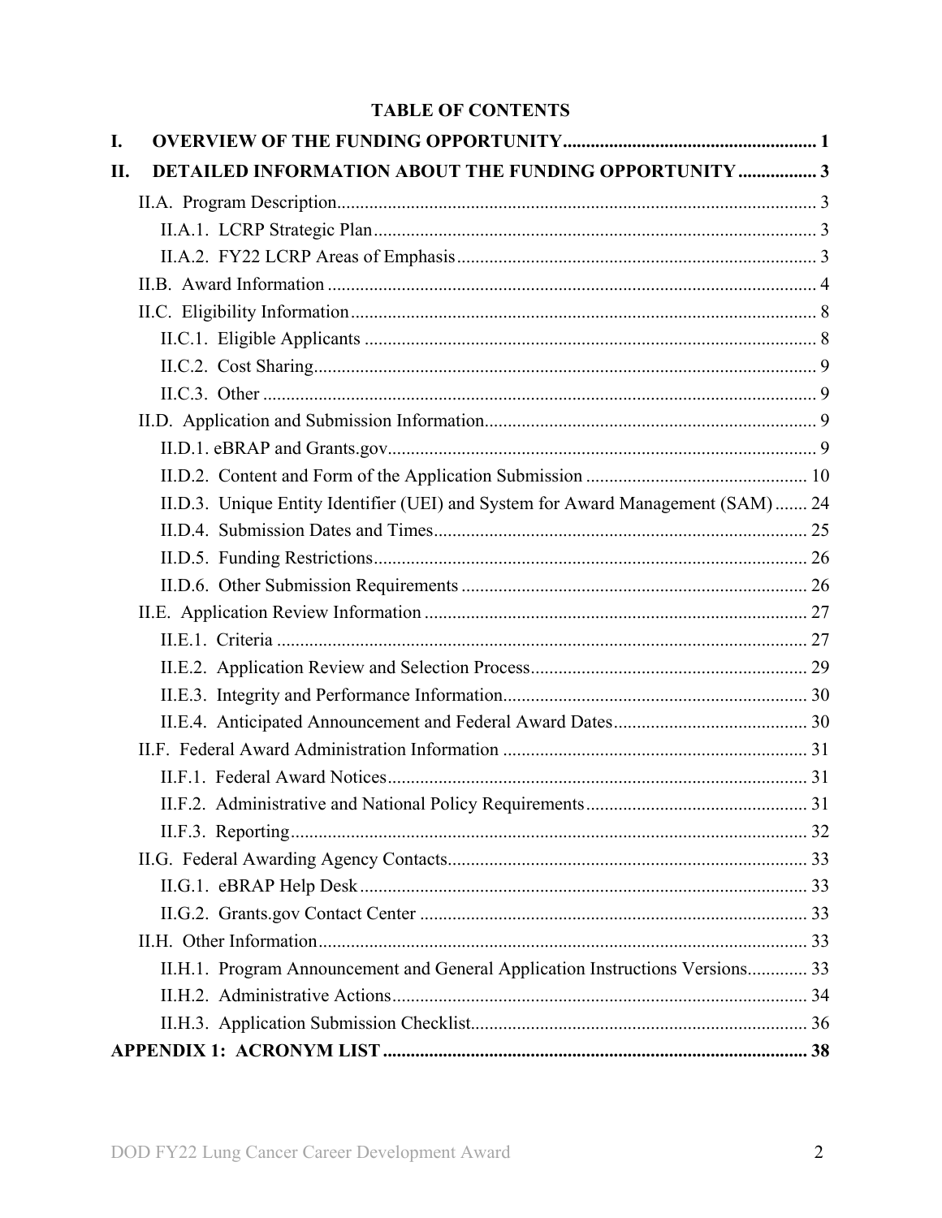# TABLE OF CONTENTS

**I. OVERVIEW OF THE FUNDING OPPORTUNITY ....................................................... 1**

**II. DETAILED INFORMATION ABOUT THE FUNDING OPPORTUNITY ................. 3**

- II.A. Program Description ....................................................................................... 3
  - II.A.1. LCRP Strategic Plan ................................................................................ 3
  - II.A.2. FY22 LCRP Areas of Emphasis .............................................................. 3
- II.B. Award Information ......................................................................................... 4
- II.C. Eligibility Information .................................................................................... 8
  - II.C.1. Eligible Applicants ................................................................................. 8
  - II.C.2. Cost Sharing ............................................................................................ 9
  - II.C.3. Other ....................................................................................................... 9
- II.D. Application and Submission Information ....................................................... 9
  - II.D.1. eBRAP and Grants.gov ............................................................................ 9
  - II.D.2. Content and Form of the Application Submission ................................ 10
  - II.D.3. Unique Entity Identifier (UEI) and System for Award Management (SAM) ....... 24
  - II.D.4. Submission Dates and Times ................................................................. 25
  - II.D.5. Funding Restrictions .............................................................................. 26
  - II.D.6. Other Submission Requirements ........................................................... 26
- II.E. Application Review Information .................................................................. 27
  - II.E.1. Criteria ................................................................................................... 27
  - II.E.2. Application Review and Selection Process ............................................ 29
  - II.E.3. Integrity and Performance Information .................................................. 30
  - II.E.4. Anticipated Announcement and Federal Award Dates .......................... 30
- II.F. Federal Award Administration Information .................................................. 31
  - II.F.1. Federal Award Notices ........................................................................... 31
  - II.F.2. Administrative and National Policy Requirements ................................ 31
  - II.F.3. Reporting ................................................................................................ 32
- II.G. Federal Awarding Agency Contacts .............................................................. 33
  - II.G.1. eBRAP Help Desk ................................................................................. 33
  - II.G.2. Grants.gov Contact Center .................................................................... 33
- II.H. Other Information .......................................................................................... 33
  - II.H.1. Program Announcement and General Application Instructions Versions ............. 33
  - II.H.2. Administrative Actions .......................................................................... 34
  - II.H.3. Application Submission Checklist ........................................................ 36

**APPENDIX 1: ACRONYM LIST ............................................................................ 38**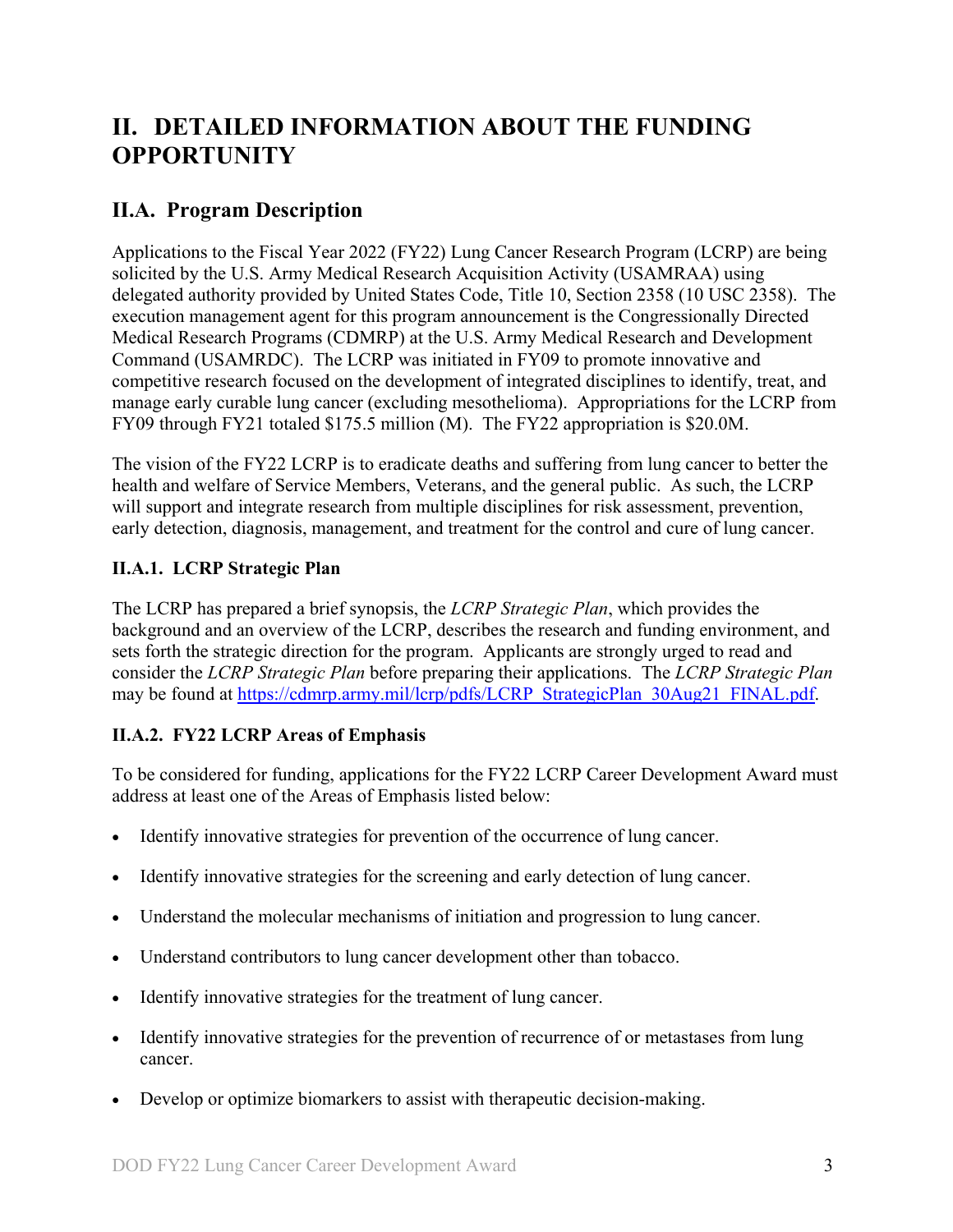# II. DETAILED INFORMATION ABOUT THE FUNDING OPPORTUNITY

## II.A. Program Description

Applications to the Fiscal Year 2022 (FY22) Lung Cancer Research Program (LCRP) are being solicited by the U.S. Army Medical Research Acquisition Activity (USAMRAA) using delegated authority provided by United States Code, Title 10, Section 2358 (10 USC 2358). The execution management agent for this program announcement is the Congressionally Directed Medical Research Programs (CDMRP) at the U.S. Army Medical Research and Development Command (USAMRDC). The LCRP was initiated in FY09 to promote innovative and competitive research focused on the development of integrated disciplines to identify, treat, and manage early curable lung cancer (excluding mesothelioma). Appropriations for the LCRP from FY09 through FY21 totaled $175.5 million (M). The FY22 appropriation is $20.0M.

The vision of the FY22 LCRP is to eradicate deaths and suffering from lung cancer to better the health and welfare of Service Members, Veterans, and the general public. As such, the LCRP will support and integrate research from multiple disciplines for risk assessment, prevention, early detection, diagnosis, management, and treatment for the control and cure of lung cancer.

### II.A.1. LCRP Strategic Plan

The LCRP has prepared a brief synopsis, the *LCRP Strategic Plan*, which provides the background and an overview of the LCRP, describes the research and funding environment, and sets forth the strategic direction for the program. Applicants are strongly urged to read and consider the *LCRP Strategic Plan* before preparing their applications. The *LCRP Strategic Plan* may be found at [https://cdmrp.army.mil/lcrp/pdfs/LCRP_StrategicPlan_30Aug21_FINAL.pdf](https://cdmrp.army.mil/lcrp/pdfs/LCRP_StrategicPlan_30Aug21_FINAL.pdf).

### II.A.2. FY22 LCRP Areas of Emphasis

To be considered for funding, applications for the FY22 LCRP Career Development Award must address at least one of the Areas of Emphasis listed below:

- Identify innovative strategies for prevention of the occurrence of lung cancer.
- Identify innovative strategies for the screening and early detection of lung cancer.
- Understand the molecular mechanisms of initiation and progression to lung cancer.
- Understand contributors to lung cancer development other than tobacco.
- Identify innovative strategies for the treatment of lung cancer.
- Identify innovative strategies for the prevention of recurrence of or metastases from lung cancer.
- Develop or optimize biomarkers to assist with therapeutic decision-making.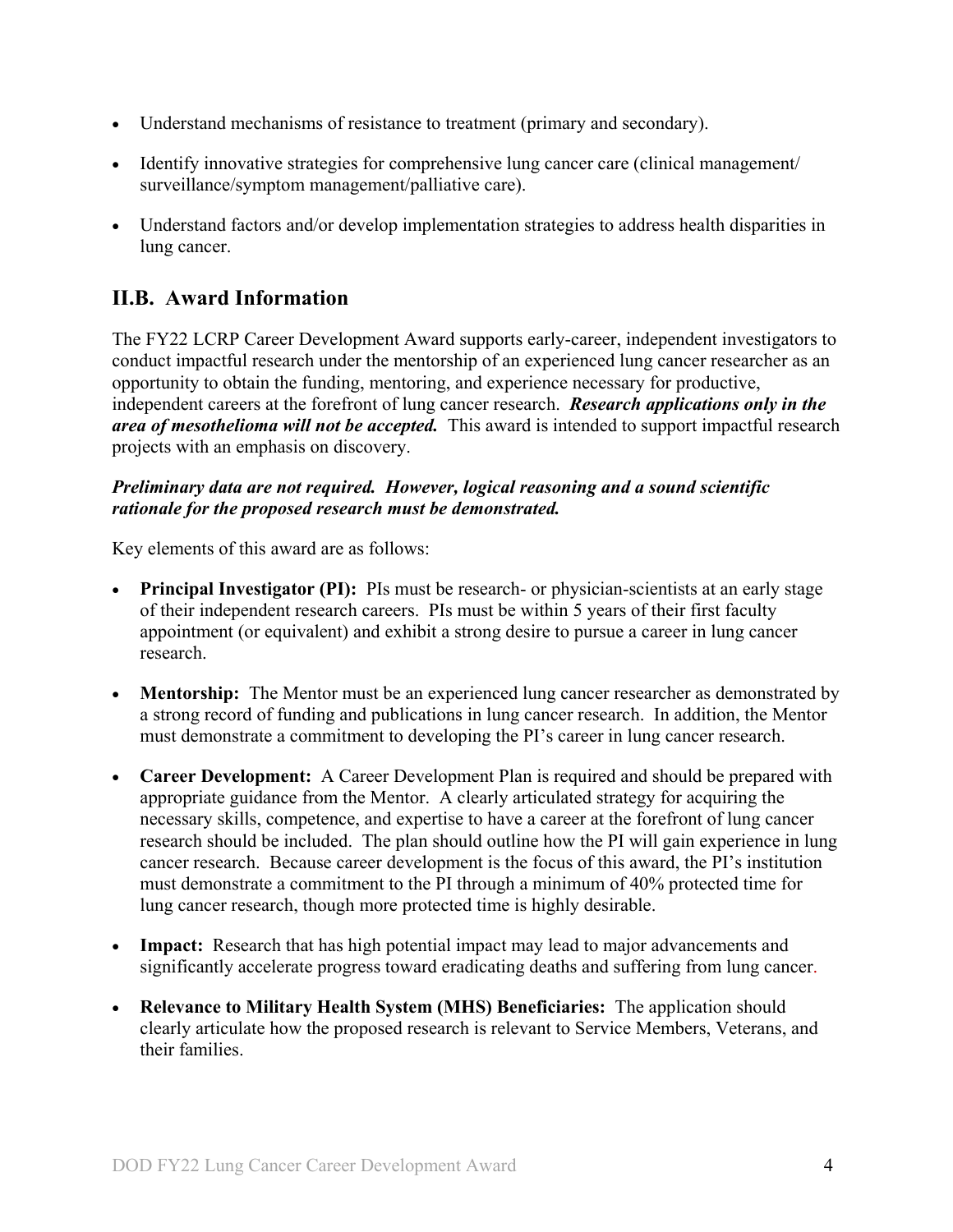- Understand mechanisms of resistance to treatment (primary and secondary).
- Identify innovative strategies for comprehensive lung cancer care (clinical management/ surveillance/symptom management/palliative care).
- Understand factors and/or develop implementation strategies to address health disparities in lung cancer.

## II.B. Award Information

The FY22 LCRP Career Development Award supports early-career, independent investigators to conduct impactful research under the mentorship of an experienced lung cancer researcher as an opportunity to obtain the funding, mentoring, and experience necessary for productive, independent careers at the forefront of lung cancer research. ***Research applications only in the area of mesothelioma will not be accepted.*** This award is intended to support impactful research projects with an emphasis on discovery.

***Preliminary data are not required. However, logical reasoning and a sound scientific rationale for the proposed research must be demonstrated.***

Key elements of this award are as follows:

- **Principal Investigator (PI):** PIs must be research- or physician-scientists at an early stage of their independent research careers. PIs must be within 5 years of their first faculty appointment (or equivalent) and exhibit a strong desire to pursue a career in lung cancer research.
- **Mentorship:** The Mentor must be an experienced lung cancer researcher as demonstrated by a strong record of funding and publications in lung cancer research. In addition, the Mentor must demonstrate a commitment to developing the PI's career in lung cancer research.
- **Career Development:** A Career Development Plan is required and should be prepared with appropriate guidance from the Mentor. A clearly articulated strategy for acquiring the necessary skills, competence, and expertise to have a career at the forefront of lung cancer research should be included. The plan should outline how the PI will gain experience in lung cancer research. Because career development is the focus of this award, the PI's institution must demonstrate a commitment to the PI through a minimum of 40% protected time for lung cancer research, though more protected time is highly desirable.
- **Impact:** Research that has high potential impact may lead to major advancements and significantly accelerate progress toward eradicating deaths and suffering from lung cancer.
- **Relevance to Military Health System (MHS) Beneficiaries:** The application should clearly articulate how the proposed research is relevant to Service Members, Veterans, and their families.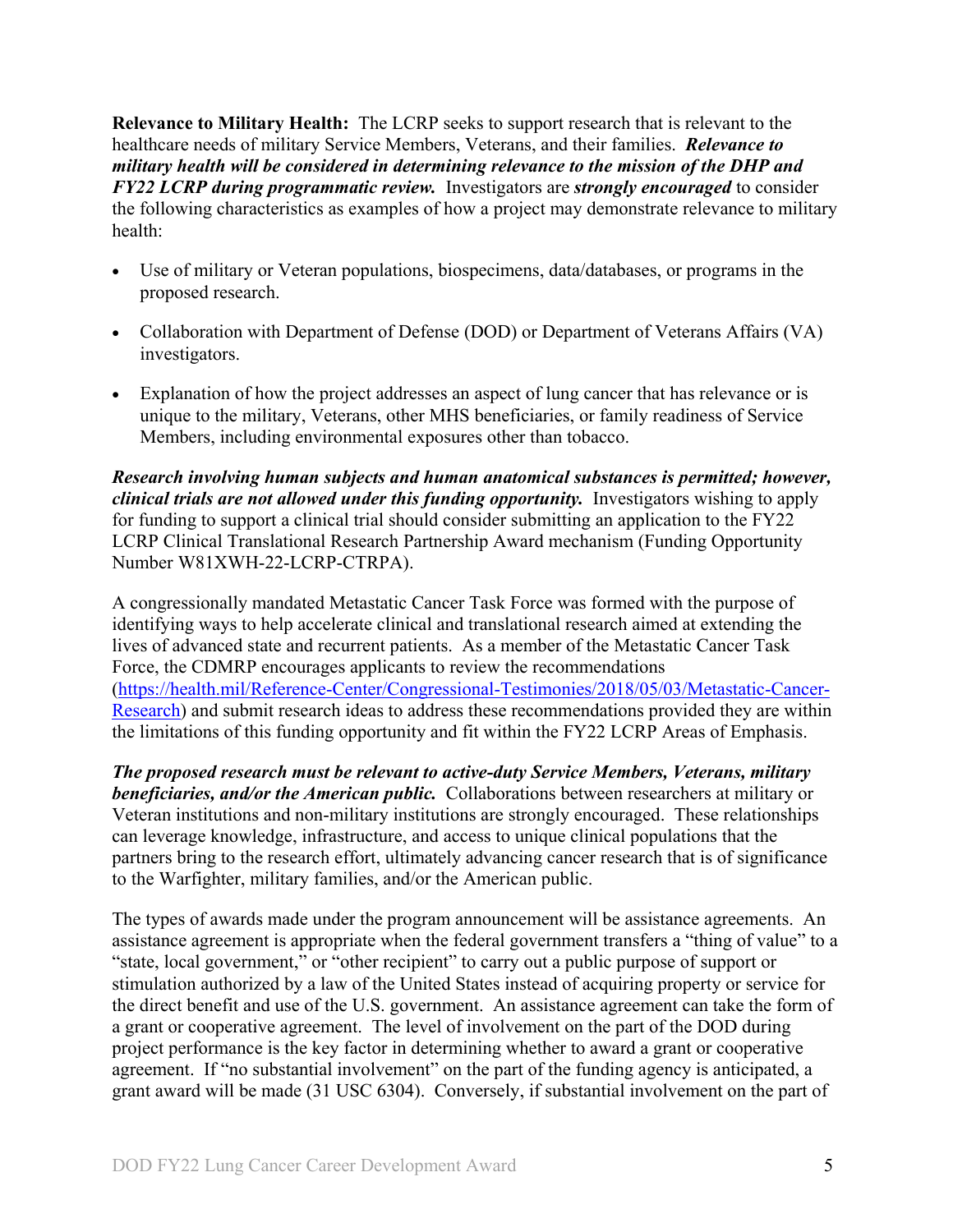**Relevance to Military Health:** The LCRP seeks to support research that is relevant to the healthcare needs of military Service Members, Veterans, and their families. ***Relevance to military health will be considered in determining relevance to the mission of the DHP and FY22 LCRP during programmatic review.*** Investigators are ***strongly encouraged*** to consider the following characteristics as examples of how a project may demonstrate relevance to military health:

- Use of military or Veteran populations, biospecimens, data/databases, or programs in the proposed research.
- Collaboration with Department of Defense (DOD) or Department of Veterans Affairs (VA) investigators.
- Explanation of how the project addresses an aspect of lung cancer that has relevance or is unique to the military, Veterans, other MHS beneficiaries, or family readiness of Service Members, including environmental exposures other than tobacco.

***Research involving human subjects and human anatomical substances is permitted; however, clinical trials are not allowed under this funding opportunity.*** Investigators wishing to apply for funding to support a clinical trial should consider submitting an application to the FY22 LCRP Clinical Translational Research Partnership Award mechanism (Funding Opportunity Number W81XWH-22-LCRP-CTRPA).

A congressionally mandated Metastatic Cancer Task Force was formed with the purpose of identifying ways to help accelerate clinical and translational research aimed at extending the lives of advanced state and recurrent patients. As a member of the Metastatic Cancer Task Force, the CDMRP encourages applicants to review the recommendations ([https://health.mil/Reference-Center/Congressional-Testimonies/2018/05/03/Metastatic-Cancer-Research](https://health.mil/Reference-Center/Congressional-Testimonies/2018/05/03/Metastatic-Cancer-Research)) and submit research ideas to address these recommendations provided they are within the limitations of this funding opportunity and fit within the FY22 LCRP Areas of Emphasis.

***The proposed research must be relevant to active-duty Service Members, Veterans, military beneficiaries, and/or the American public.*** Collaborations between researchers at military or Veteran institutions and non-military institutions are strongly encouraged. These relationships can leverage knowledge, infrastructure, and access to unique clinical populations that the partners bring to the research effort, ultimately advancing cancer research that is of significance to the Warfighter, military families, and/or the American public.

The types of awards made under the program announcement will be assistance agreements. An assistance agreement is appropriate when the federal government transfers a "thing of value" to a "state, local government," or "other recipient" to carry out a public purpose of support or stimulation authorized by a law of the United States instead of acquiring property or service for the direct benefit and use of the U.S. government. An assistance agreement can take the form of a grant or cooperative agreement. The level of involvement on the part of the DOD during project performance is the key factor in determining whether to award a grant or cooperative agreement. If "no substantial involvement" on the part of the funding agency is anticipated, a grant award will be made (31 USC 6304). Conversely, if substantial involvement on the part of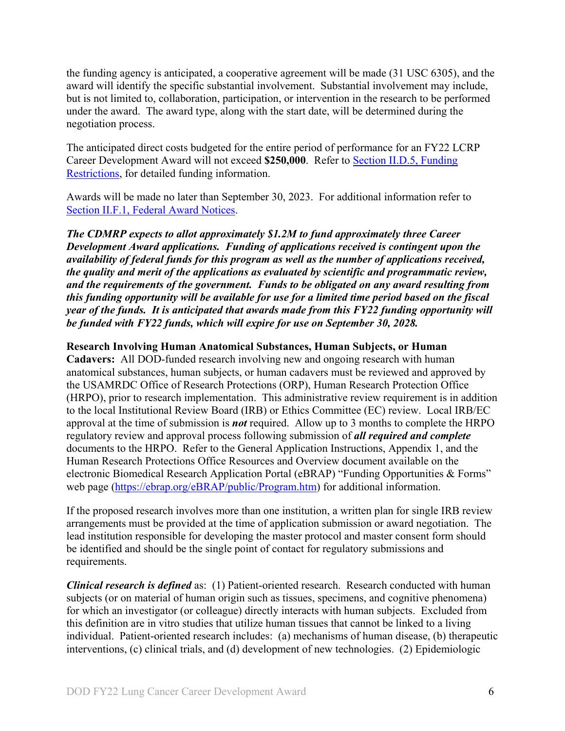the funding agency is anticipated, a cooperative agreement will be made (31 USC 6305), and the award will identify the specific substantial involvement. Substantial involvement may include, but is not limited to, collaboration, participation, or intervention in the research to be performed under the award. The award type, along with the start date, will be determined during the negotiation process.

The anticipated direct costs budgeted for the entire period of performance for an FY22 LCRP Career Development Award will not exceed **$250,000**. Refer to [Section II.D.5, Funding Restrictions](), for detailed funding information.

Awards will be made no later than September 30, 2023. For additional information refer to [Section II.F.1, Federal Award Notices]().

***The CDMRP expects to allot approximately $1.2M to fund approximately three Career Development Award applications. Funding of applications received is contingent upon the availability of federal funds for this program as well as the number of applications received, the quality and merit of the applications as evaluated by scientific and programmatic review, and the requirements of the government. Funds to be obligated on any award resulting from this funding opportunity will be available for use for a limited time period based on the fiscal year of the funds. It is anticipated that awards made from this FY22 funding opportunity will be funded with FY22 funds, which will expire for use on September 30, 2028.***

**Research Involving Human Anatomical Substances, Human Subjects, or Human Cadavers:** All DOD-funded research involving new and ongoing research with human anatomical substances, human subjects, or human cadavers must be reviewed and approved by the USAMRDC Office of Research Protections (ORP), Human Research Protection Office (HRPO), prior to research implementation. This administrative review requirement is in addition to the local Institutional Review Board (IRB) or Ethics Committee (EC) review. Local IRB/EC approval at the time of submission is ***not*** required. Allow up to 3 months to complete the HRPO regulatory review and approval process following submission of ***all required and complete*** documents to the HRPO. Refer to the General Application Instructions, Appendix 1, and the Human Research Protections Office Resources and Overview document available on the electronic Biomedical Research Application Portal (eBRAP) "Funding Opportunities & Forms" web page ([https://ebrap.org/eBRAP/public/Program.htm](https://ebrap.org/eBRAP/public/Program.htm)) for additional information.

If the proposed research involves more than one institution, a written plan for single IRB review arrangements must be provided at the time of application submission or award negotiation. The lead institution responsible for developing the master protocol and master consent form should be identified and should be the single point of contact for regulatory submissions and requirements.

***Clinical research is defined*** as: (1) Patient-oriented research. Research conducted with human subjects (or on material of human origin such as tissues, specimens, and cognitive phenomena) for which an investigator (or colleague) directly interacts with human subjects. Excluded from this definition are in vitro studies that utilize human tissues that cannot be linked to a living individual. Patient-oriented research includes: (a) mechanisms of human disease, (b) therapeutic interventions, (c) clinical trials, and (d) development of new technologies. (2) Epidemiologic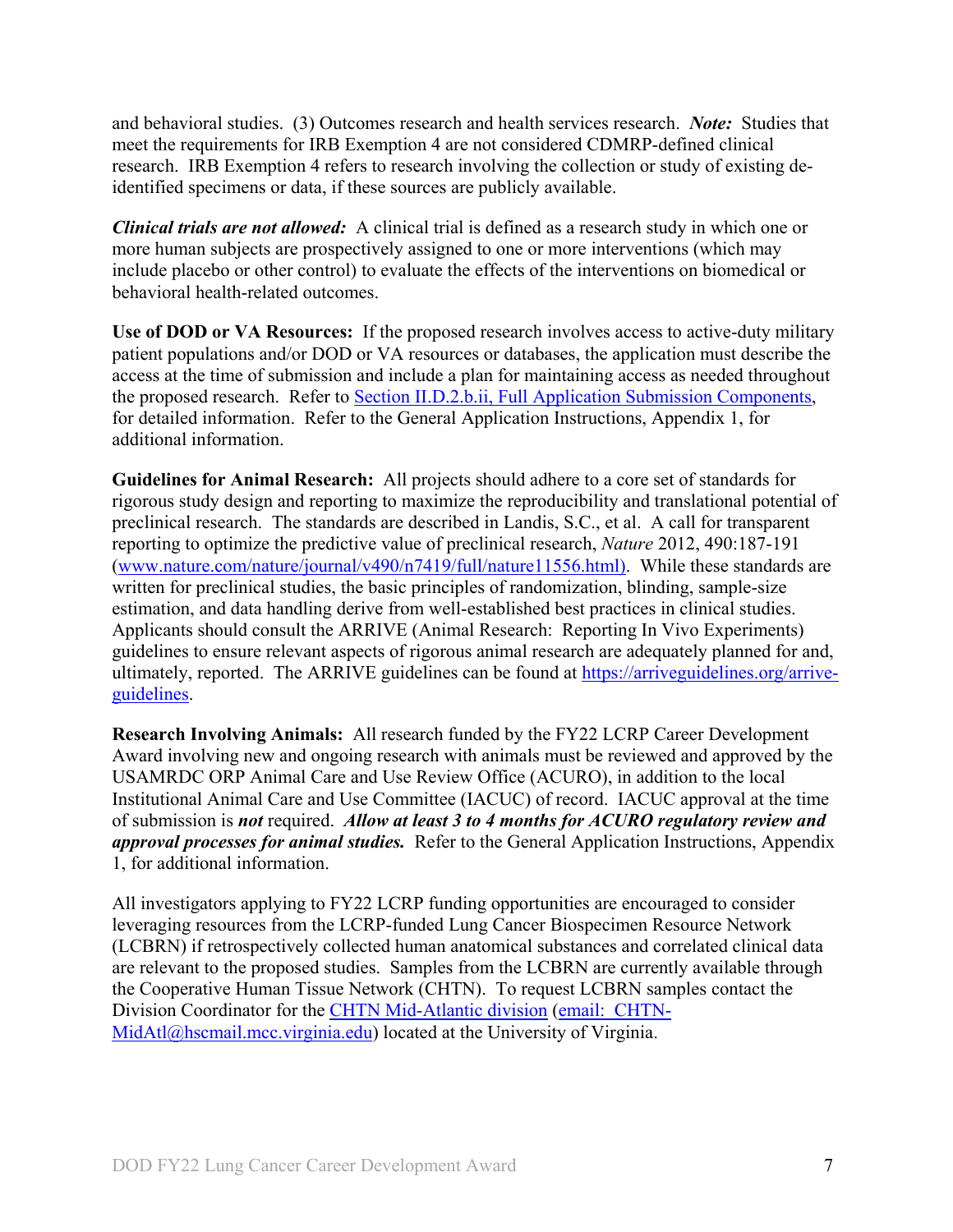and behavioral studies. (3) Outcomes research and health services research. ***Note:*** Studies that meet the requirements for IRB Exemption 4 are not considered CDMRP-defined clinical research. IRB Exemption 4 refers to research involving the collection or study of existing de-identified specimens or data, if these sources are publicly available.

***Clinical trials are not allowed:*** A clinical trial is defined as a research study in which one or more human subjects are prospectively assigned to one or more interventions (which may include placebo or other control) to evaluate the effects of the interventions on biomedical or behavioral health-related outcomes.

**Use of DOD or VA Resources:** If the proposed research involves access to active-duty military patient populations and/or DOD or VA resources or databases, the application must describe the access at the time of submission and include a plan for maintaining access as needed throughout the proposed research. Refer to Section II.D.2.b.ii, Full Application Submission Components, for detailed information. Refer to the General Application Instructions, Appendix 1, for additional information.

**Guidelines for Animal Research:** All projects should adhere to a core set of standards for rigorous study design and reporting to maximize the reproducibility and translational potential of preclinical research. The standards are described in Landis, S.C., et al. A call for transparent reporting to optimize the predictive value of preclinical research, *Nature* 2012, 490:187-191 (www.nature.com/nature/journal/v490/n7419/full/nature11556.html). While these standards are written for preclinical studies, the basic principles of randomization, blinding, sample-size estimation, and data handling derive from well-established best practices in clinical studies. Applicants should consult the ARRIVE (Animal Research: Reporting In Vivo Experiments) guidelines to ensure relevant aspects of rigorous animal research are adequately planned for and, ultimately, reported. The ARRIVE guidelines can be found at https://arriveguidelines.org/arrive-guidelines.

**Research Involving Animals:** All research funded by the FY22 LCRP Career Development Award involving new and ongoing research with animals must be reviewed and approved by the USAMRDC ORP Animal Care and Use Review Office (ACURO), in addition to the local Institutional Animal Care and Use Committee (IACUC) of record. IACUC approval at the time of submission is ***not*** required. ***Allow at least 3 to 4 months for ACURO regulatory review and approval processes for animal studies.*** Refer to the General Application Instructions, Appendix 1, for additional information.

All investigators applying to FY22 LCRP funding opportunities are encouraged to consider leveraging resources from the LCRP-funded Lung Cancer Biospecimen Resource Network (LCBRN) if retrospectively collected human anatomical substances and correlated clinical data are relevant to the proposed studies. Samples from the LCBRN are currently available through the Cooperative Human Tissue Network (CHTN). To request LCBRN samples contact the Division Coordinator for the CHTN Mid-Atlantic division (email: CHTN-MidAtl@hscmail.mcc.virginia.edu) located at the University of Virginia.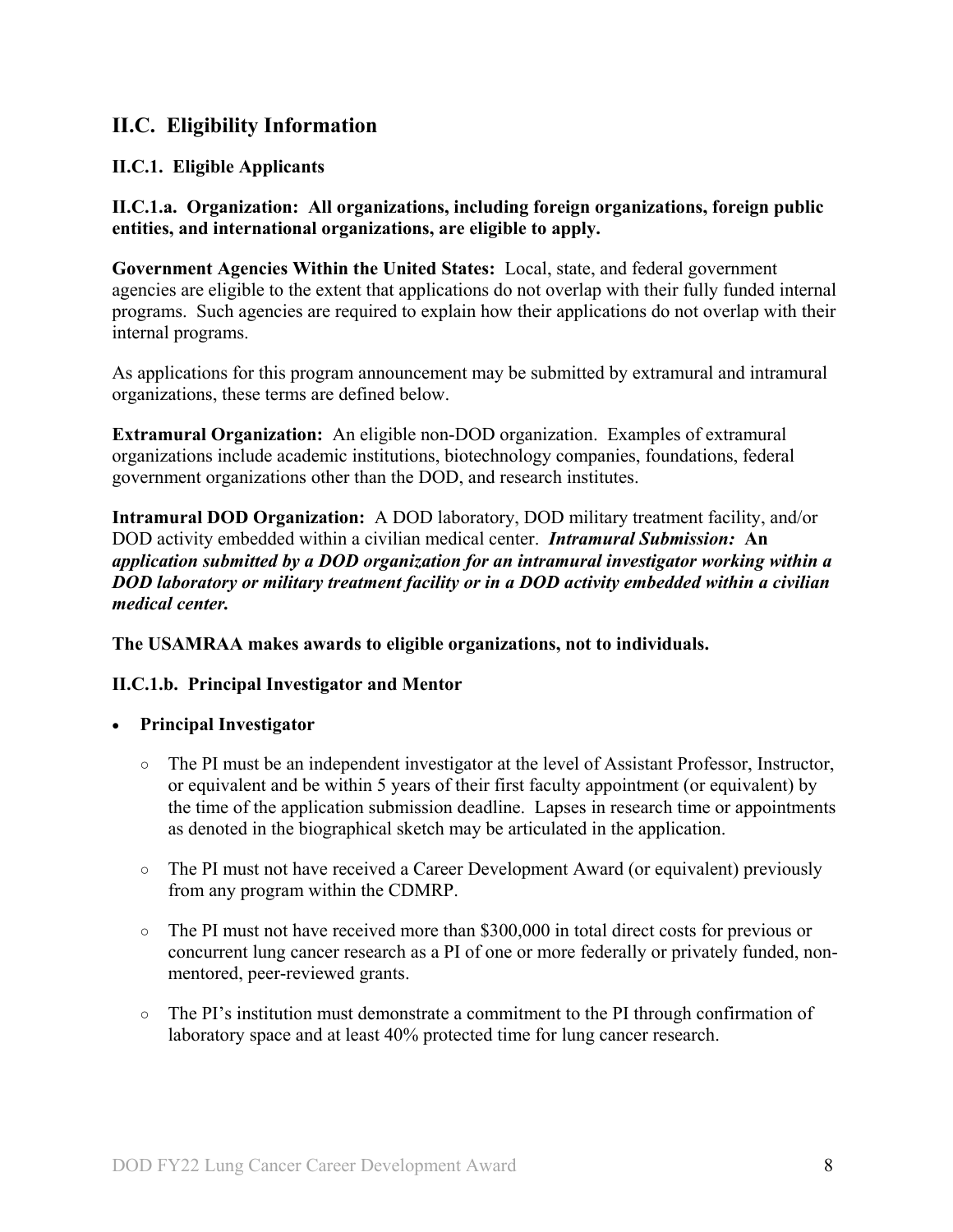## II.C. Eligibility Information

### II.C.1. Eligible Applicants

#### II.C.1.a. Organization: All organizations, including foreign organizations, foreign public entities, and international organizations, are eligible to apply.

**Government Agencies Within the United States:** Local, state, and federal government agencies are eligible to the extent that applications do not overlap with their fully funded internal programs. Such agencies are required to explain how their applications do not overlap with their internal programs.

As applications for this program announcement may be submitted by extramural and intramural organizations, these terms are defined below.

**Extramural Organization:** An eligible non-DOD organization. Examples of extramural organizations include academic institutions, biotechnology companies, foundations, federal government organizations other than the DOD, and research institutes.

**Intramural DOD Organization:** A DOD laboratory, DOD military treatment facility, and/or DOD activity embedded within a civilian medical center. ***Intramural Submission:* An *application submitted by a DOD organization for an intramural investigator working within a DOD laboratory or military treatment facility or in a DOD activity embedded within a civilian medical center.***

**The USAMRAA makes awards to eligible organizations, not to individuals.**

#### II.C.1.b. Principal Investigator and Mentor

- **Principal Investigator**
  - The PI must be an independent investigator at the level of Assistant Professor, Instructor, or equivalent and be within 5 years of their first faculty appointment (or equivalent) by the time of the application submission deadline. Lapses in research time or appointments as denoted in the biographical sketch may be articulated in the application.
  - The PI must not have received a Career Development Award (or equivalent) previously from any program within the CDMRP.
  - The PI must not have received more than $300,000 in total direct costs for previous or concurrent lung cancer research as a PI of one or more federally or privately funded, non-mentored, peer-reviewed grants.
  - The PI's institution must demonstrate a commitment to the PI through confirmation of laboratory space and at least 40% protected time for lung cancer research.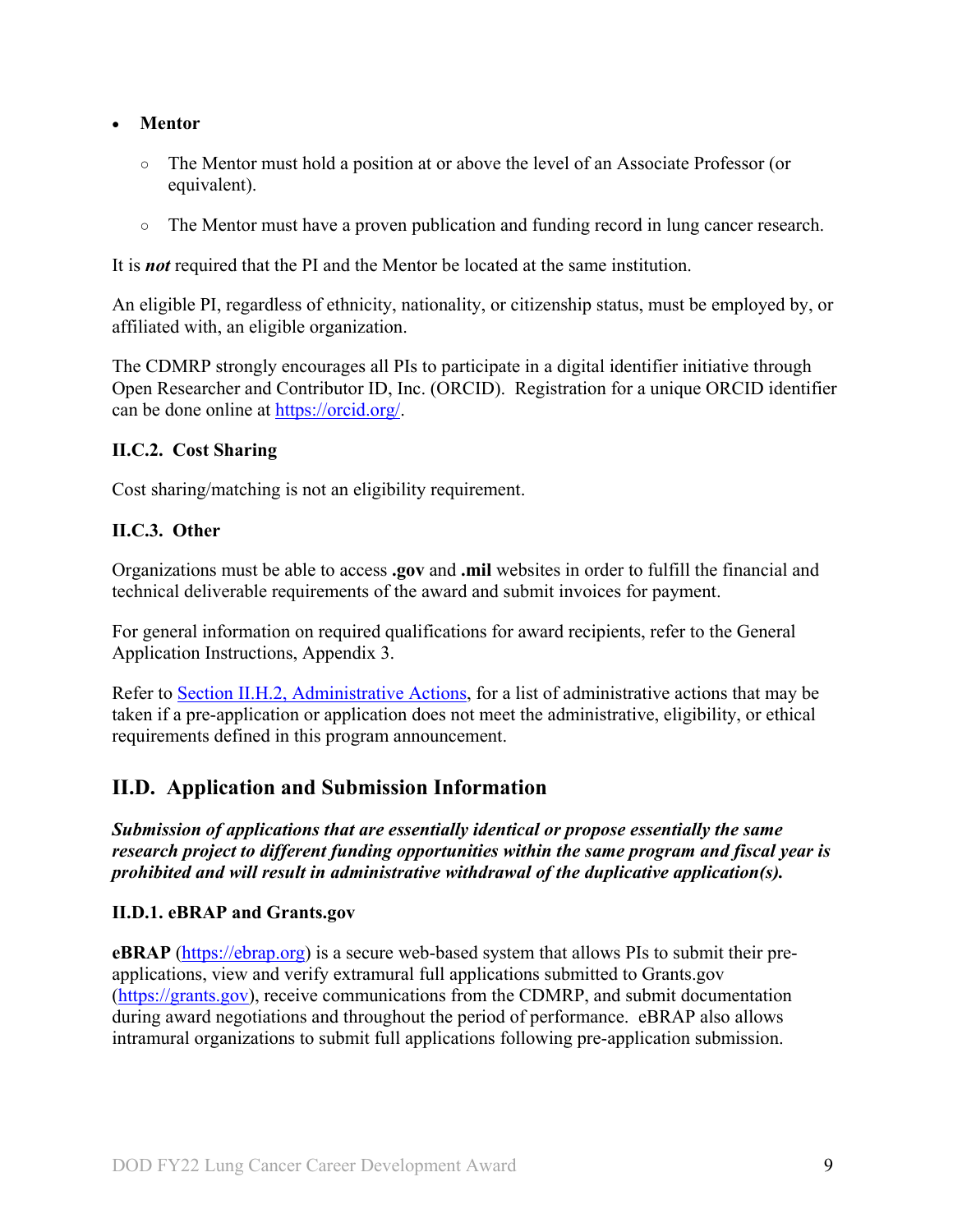- **Mentor**
  - The Mentor must hold a position at or above the level of an Associate Professor (or equivalent).
  - The Mentor must have a proven publication and funding record in lung cancer research.

It is ***not*** required that the PI and the Mentor be located at the same institution.

An eligible PI, regardless of ethnicity, nationality, or citizenship status, must be employed by, or affiliated with, an eligible organization.

The CDMRP strongly encourages all PIs to participate in a digital identifier initiative through Open Researcher and Contributor ID, Inc. (ORCID). Registration for a unique ORCID identifier can be done online at [https://orcid.org/](https://orcid.org/).

### II.C.2. Cost Sharing

Cost sharing/matching is not an eligibility requirement.

### II.C.3. Other

Organizations must be able to access **.gov** and **.mil** websites in order to fulfill the financial and technical deliverable requirements of the award and submit invoices for payment.

For general information on required qualifications for award recipients, refer to the General Application Instructions, Appendix 3.

Refer to Section II.H.2, Administrative Actions, for a list of administrative actions that may be taken if a pre-application or application does not meet the administrative, eligibility, or ethical requirements defined in this program announcement.

## II.D. Application and Submission Information

***Submission of applications that are essentially identical or propose essentially the same research project to different funding opportunities within the same program and fiscal year is prohibited and will result in administrative withdrawal of the duplicative application(s).***

### II.D.1. eBRAP and Grants.gov

**eBRAP** ([https://ebrap.org](https://ebrap.org)) is a secure web-based system that allows PIs to submit their pre-applications, view and verify extramural full applications submitted to Grants.gov ([https://grants.gov](https://grants.gov)), receive communications from the CDMRP, and submit documentation during award negotiations and throughout the period of performance. eBRAP also allows intramural organizations to submit full applications following pre-application submission.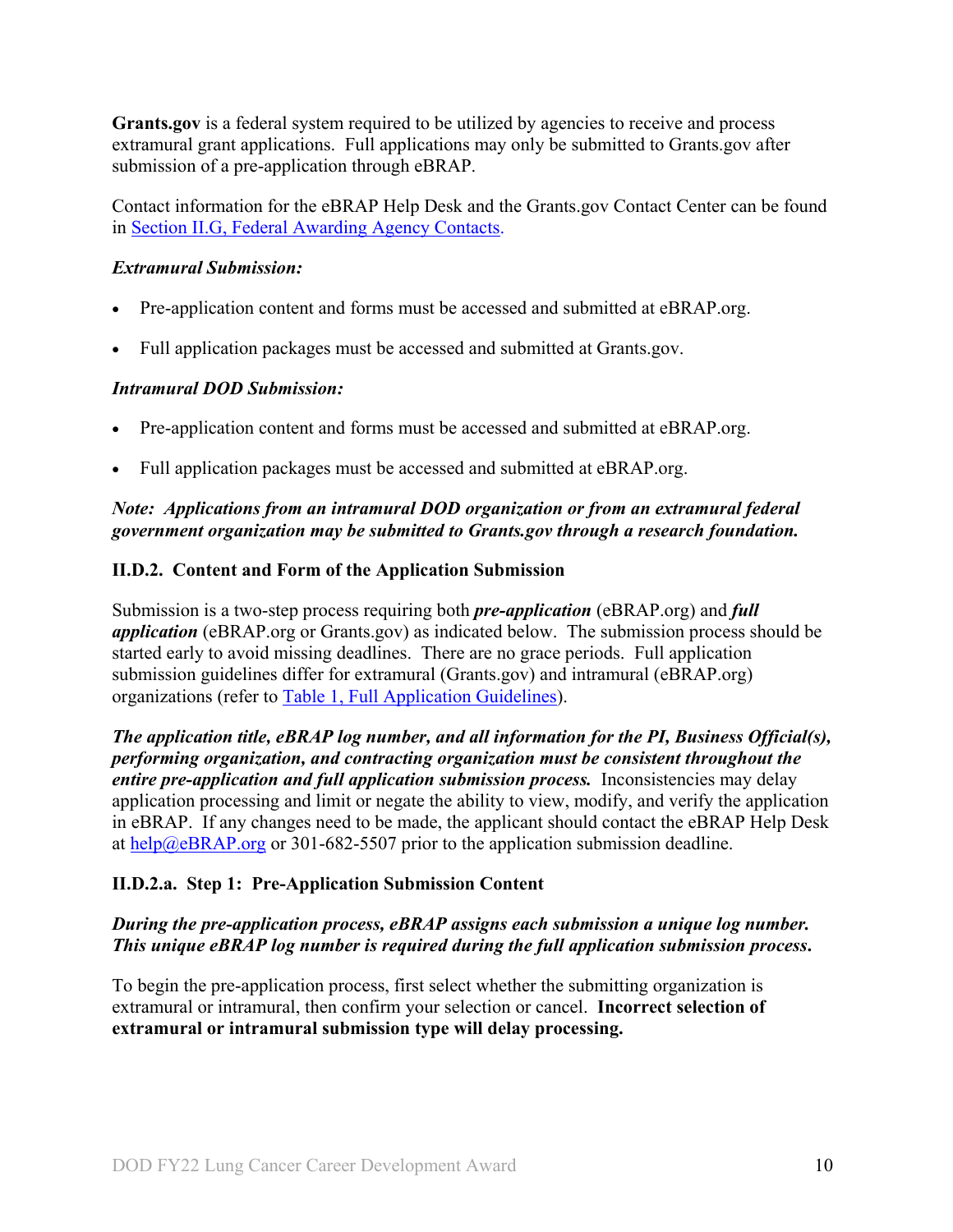**Grants.gov** is a federal system required to be utilized by agencies to receive and process extramural grant applications. Full applications may only be submitted to Grants.gov after submission of a pre-application through eBRAP.

Contact information for the eBRAP Help Desk and the Grants.gov Contact Center can be found in [Section II.G, Federal Awarding Agency Contacts](#).

***Extramural Submission:***

- Pre-application content and forms must be accessed and submitted at eBRAP.org.
- Full application packages must be accessed and submitted at Grants.gov.

***Intramural DOD Submission:***

- Pre-application content and forms must be accessed and submitted at eBRAP.org.
- Full application packages must be accessed and submitted at eBRAP.org.

***Note: Applications from an intramural DOD organization or from an extramural federal government organization may be submitted to Grants.gov through a research foundation.***

### II.D.2. Content and Form of the Application Submission

Submission is a two-step process requiring both ***pre-application*** (eBRAP.org) and ***full application*** (eBRAP.org or Grants.gov) as indicated below. The submission process should be started early to avoid missing deadlines. There are no grace periods. Full application submission guidelines differ for extramural (Grants.gov) and intramural (eBRAP.org) organizations (refer to [Table 1, Full Application Guidelines](#)).

***The application title, eBRAP log number, and all information for the PI, Business Official(s), performing organization, and contracting organization must be consistent throughout the entire pre-application and full application submission process.*** Inconsistencies may delay application processing and limit or negate the ability to view, modify, and verify the application in eBRAP. If any changes need to be made, the applicant should contact the eBRAP Help Desk at [help@eBRAP.org](mailto:help@eBRAP.org) or 301-682-5507 prior to the application submission deadline.

#### II.D.2.a. Step 1: Pre-Application Submission Content

***During the pre-application process, eBRAP assigns each submission a unique log number. This unique eBRAP log number is required during the full application submission process.***

To begin the pre-application process, first select whether the submitting organization is extramural or intramural, then confirm your selection or cancel. **Incorrect selection of extramural or intramural submission type will delay processing.**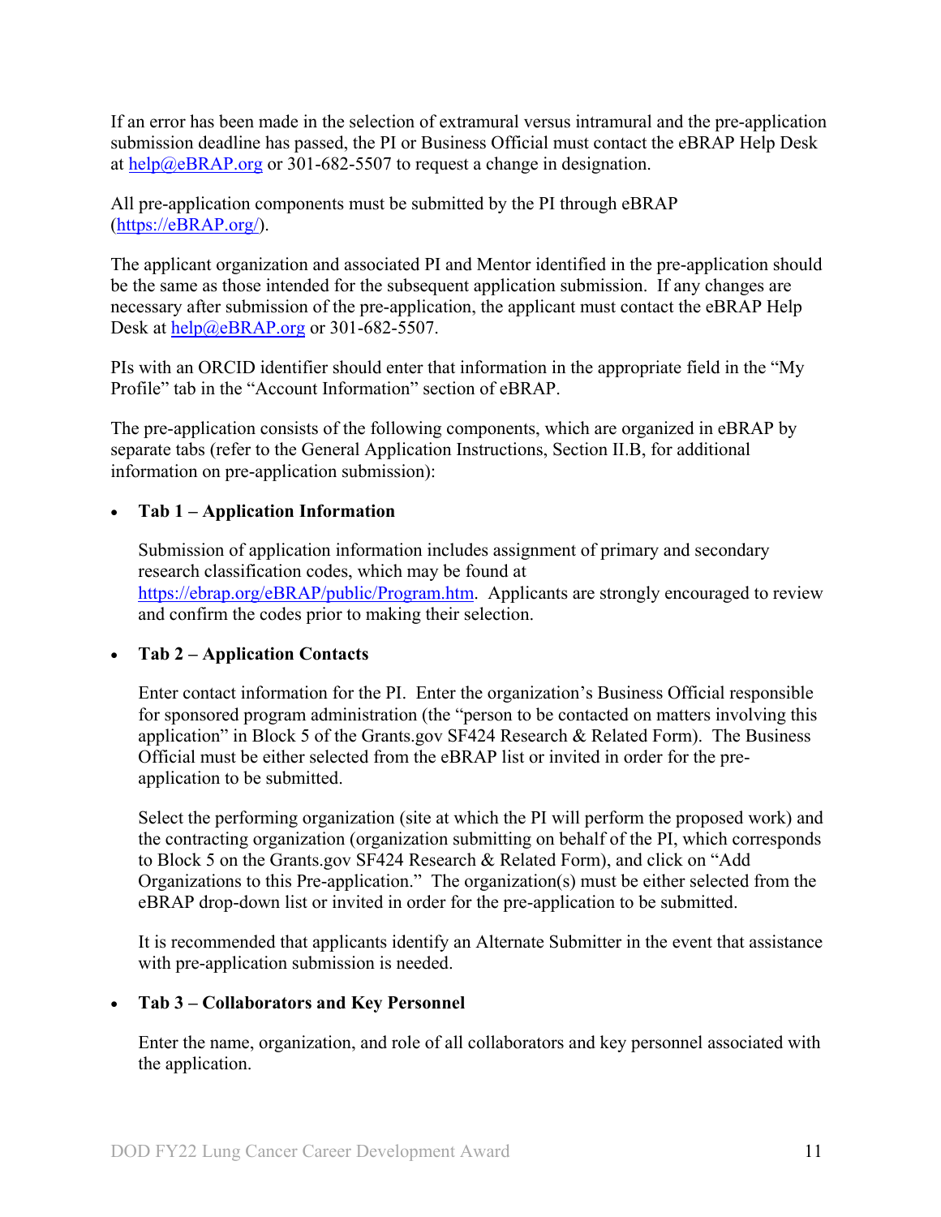If an error has been made in the selection of extramural versus intramural and the pre-application submission deadline has passed, the PI or Business Official must contact the eBRAP Help Desk at help@eBRAP.org or 301-682-5507 to request a change in designation.

All pre-application components must be submitted by the PI through eBRAP (https://eBRAP.org/).

The applicant organization and associated PI and Mentor identified in the pre-application should be the same as those intended for the subsequent application submission. If any changes are necessary after submission of the pre-application, the applicant must contact the eBRAP Help Desk at help@eBRAP.org or 301-682-5507.

PIs with an ORCID identifier should enter that information in the appropriate field in the "My Profile" tab in the "Account Information" section of eBRAP.

The pre-application consists of the following components, which are organized in eBRAP by separate tabs (refer to the General Application Instructions, Section II.B, for additional information on pre-application submission):

- **Tab 1 – Application Information**

  Submission of application information includes assignment of primary and secondary research classification codes, which may be found at https://ebrap.org/eBRAP/public/Program.htm. Applicants are strongly encouraged to review and confirm the codes prior to making their selection.

- **Tab 2 – Application Contacts**

  Enter contact information for the PI. Enter the organization's Business Official responsible for sponsored program administration (the "person to be contacted on matters involving this application" in Block 5 of the Grants.gov SF424 Research & Related Form). The Business Official must be either selected from the eBRAP list or invited in order for the pre-application to be submitted.

  Select the performing organization (site at which the PI will perform the proposed work) and the contracting organization (organization submitting on behalf of the PI, which corresponds to Block 5 on the Grants.gov SF424 Research & Related Form), and click on "Add Organizations to this Pre-application." The organization(s) must be either selected from the eBRAP drop-down list or invited in order for the pre-application to be submitted.

  It is recommended that applicants identify an Alternate Submitter in the event that assistance with pre-application submission is needed.

- **Tab 3 – Collaborators and Key Personnel**

  Enter the name, organization, and role of all collaborators and key personnel associated with the application.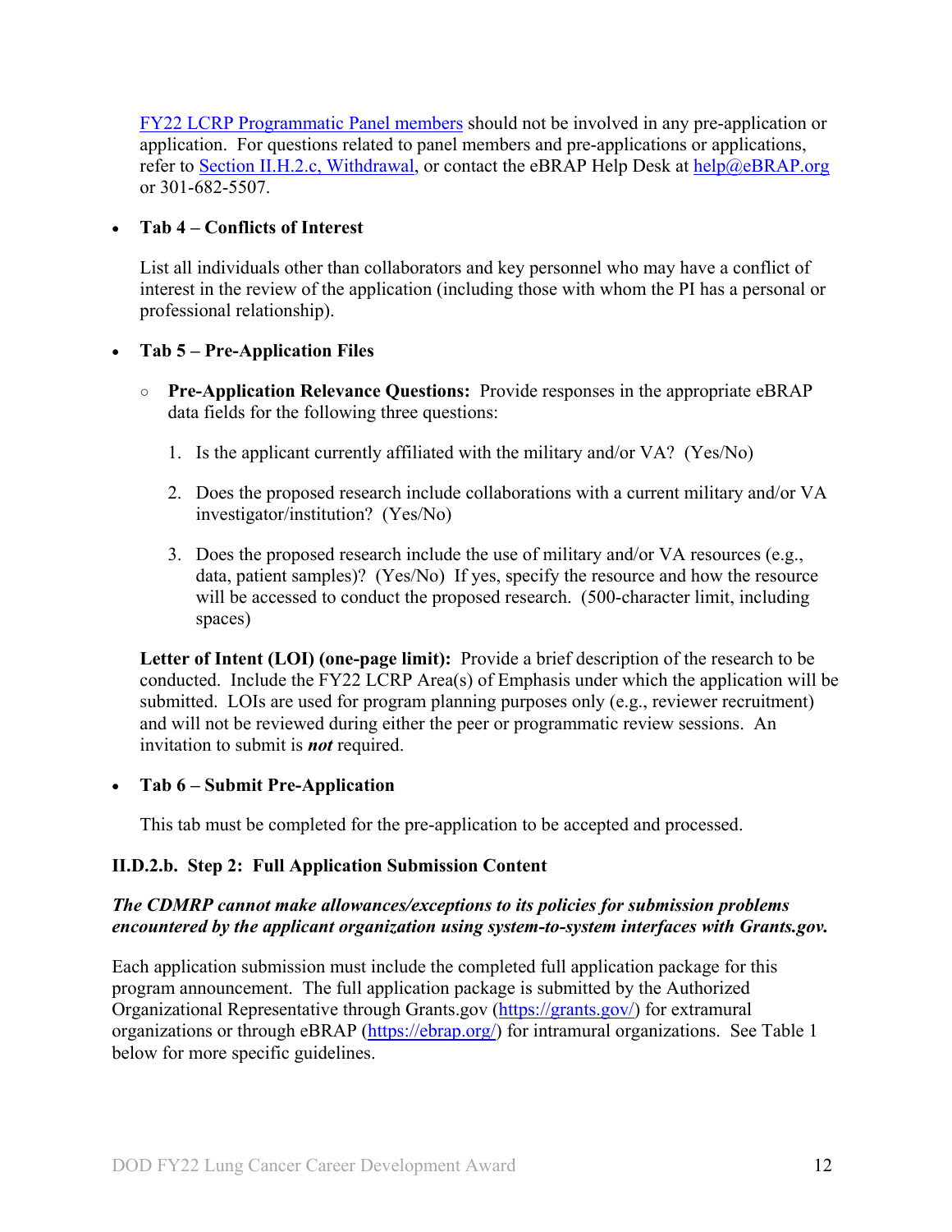[FY22 LCRP Programmatic Panel members](#) should not be involved in any pre-application or application. For questions related to panel members and pre-applications or applications, refer to [Section II.H.2.c, Withdrawal](#), or contact the eBRAP Help Desk at [help@eBRAP.org](mailto:help@eBRAP.org) or 301-682-5507.

- **Tab 4 – Conflicts of Interest**

  List all individuals other than collaborators and key personnel who may have a conflict of interest in the review of the application (including those with whom the PI has a personal or professional relationship).

- **Tab 5 – Pre-Application Files**

  - **Pre-Application Relevance Questions:** Provide responses in the appropriate eBRAP data fields for the following three questions:

    1. Is the applicant currently affiliated with the military and/or VA? (Yes/No)

    2. Does the proposed research include collaborations with a current military and/or VA investigator/institution? (Yes/No)

    3. Does the proposed research include the use of military and/or VA resources (e.g., data, patient samples)? (Yes/No) If yes, specify the resource and how the resource will be accessed to conduct the proposed research. (500-character limit, including spaces)

  **Letter of Intent (LOI) (one-page limit):** Provide a brief description of the research to be conducted. Include the FY22 LCRP Area(s) of Emphasis under which the application will be submitted. LOIs are used for program planning purposes only (e.g., reviewer recruitment) and will not be reviewed during either the peer or programmatic review sessions. An invitation to submit is ***not*** required.

- **Tab 6 – Submit Pre-Application**

  This tab must be completed for the pre-application to be accepted and processed.

### II.D.2.b. Step 2: Full Application Submission Content

***The CDMRP cannot make allowances/exceptions to its policies for submission problems encountered by the applicant organization using system-to-system interfaces with Grants.gov.***

Each application submission must include the completed full application package for this program announcement. The full application package is submitted by the Authorized Organizational Representative through Grants.gov ([https://grants.gov/](https://grants.gov/)) for extramural organizations or through eBRAP ([https://ebrap.org/](https://ebrap.org/)) for intramural organizations. See Table 1 below for more specific guidelines.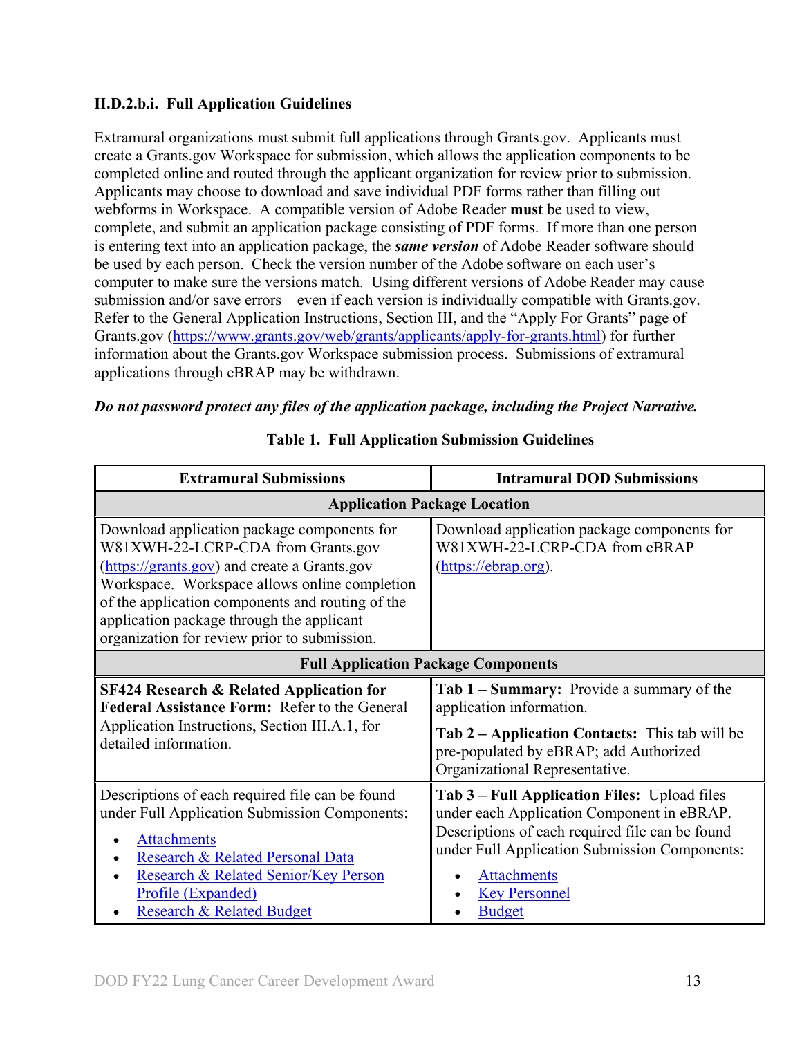#### II.D.2.b.i. Full Application Guidelines

Extramural organizations must submit full applications through Grants.gov. Applicants must create a Grants.gov Workspace for submission, which allows the application components to be completed online and routed through the applicant organization for review prior to submission. Applicants may choose to download and save individual PDF forms rather than filling out webforms in Workspace. A compatible version of Adobe Reader **must** be used to view, complete, and submit an application package consisting of PDF forms. If more than one person is entering text into an application package, the ***same version*** of Adobe Reader software should be used by each person. Check the version number of the Adobe software on each user's computer to make sure the versions match. Using different versions of Adobe Reader may cause submission and/or save errors – even if each version is individually compatible with Grants.gov. Refer to the General Application Instructions, Section III, and the "Apply For Grants" page of Grants.gov (https://www.grants.gov/web/grants/applicants/apply-for-grants.html) for further information about the Grants.gov Workspace submission process. Submissions of extramural applications through eBRAP may be withdrawn.

***Do not password protect any files of the application package, including the Project Narrative.***

**Table 1. Full Application Submission Guidelines**

| Extramural Submissions | Intramural DOD Submissions |
|---|---|
| **Application Package Location** | |
| Download application package components for W81XWH-22-LCRP-CDA from Grants.gov (https://grants.gov) and create a Grants.gov Workspace. Workspace allows online completion of the application components and routing of the application package through the applicant organization for review prior to submission. | Download application package components for W81XWH-22-LCRP-CDA from eBRAP (https://ebrap.org). |
| **Full Application Package Components** | |
| **SF424 Research & Related Application for Federal Assistance Form:** Refer to the General Application Instructions, Section III.A.1, for detailed information. | **Tab 1 – Summary:** Provide a summary of the application information.<br><br>**Tab 2 – Application Contacts:** This tab will be pre-populated by eBRAP; add Authorized Organizational Representative. |
| Descriptions of each required file can be found under Full Application Submission Components:<br>• Attachments<br>• Research & Related Personal Data<br>• Research & Related Senior/Key Person Profile (Expanded)<br>• Research & Related Budget | **Tab 3 – Full Application Files:** Upload files under each Application Component in eBRAP. Descriptions of each required file can be found under Full Application Submission Components:<br>• Attachments<br>• Key Personnel<br>• Budget |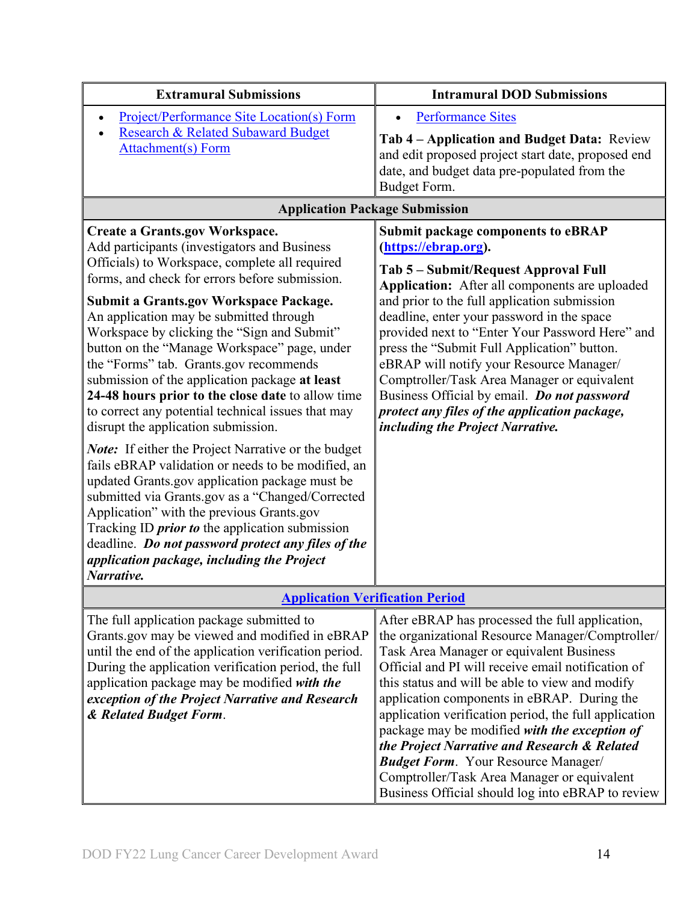| Extramural Submissions | Intramural DOD Submissions |
|---|---|
| • Project/Performance Site Location(s) Form<br>• Research & Related Subaward Budget Attachment(s) Form | • Performance Sites<br><br>**Tab 4 – Application and Budget Data:** Review and edit proposed project start date, proposed end date, and budget data pre-populated from the Budget Form. |
| **Application Package Submission** | |
| **Create a Grants.gov Workspace.** Add participants (investigators and Business Officials) to Workspace, complete all required forms, and check for errors before submission.<br><br>**Submit a Grants.gov Workspace Package.** An application may be submitted through Workspace by clicking the "Sign and Submit" button on the "Manage Workspace" page, under the "Forms" tab. Grants.gov recommends submission of the application package **at least 24-48 hours prior to the close date** to allow time to correct any potential technical issues that may disrupt the application submission.<br><br>***Note:*** If either the Project Narrative or the budget fails eBRAP validation or needs to be modified, an updated Grants.gov application package must be submitted via Grants.gov as a "Changed/Corrected Application" with the previous Grants.gov Tracking ID ***prior to*** the application submission deadline. ***Do not password protect any files of the application package, including the Project Narrative.*** | **Submit package components to eBRAP (https://ebrap.org).**<br><br>**Tab 5 – Submit/Request Approval Full Application:** After all components are uploaded and prior to the full application submission deadline, enter your password in the space provided next to "Enter Your Password Here" and press the "Submit Full Application" button. eBRAP will notify your Resource Manager/ Comptroller/Task Area Manager or equivalent Business Official by email. ***Do not password protect any files of the application package, including the Project Narrative.*** |
| **Application Verification Period** | |
| The full application package submitted to Grants.gov may be viewed and modified in eBRAP until the end of the application verification period. During the application verification period, the full application package may be modified ***with the exception of the Project Narrative and Research & Related Budget Form***. | After eBRAP has processed the full application, the organizational Resource Manager/Comptroller/ Task Area Manager or equivalent Business Official and PI will receive email notification of this status and will be able to view and modify application components in eBRAP. During the application verification period, the full application package may be modified ***with the exception of the Project Narrative and Research & Related Budget Form***. Your Resource Manager/ Comptroller/Task Area Manager or equivalent Business Official should log into eBRAP to review |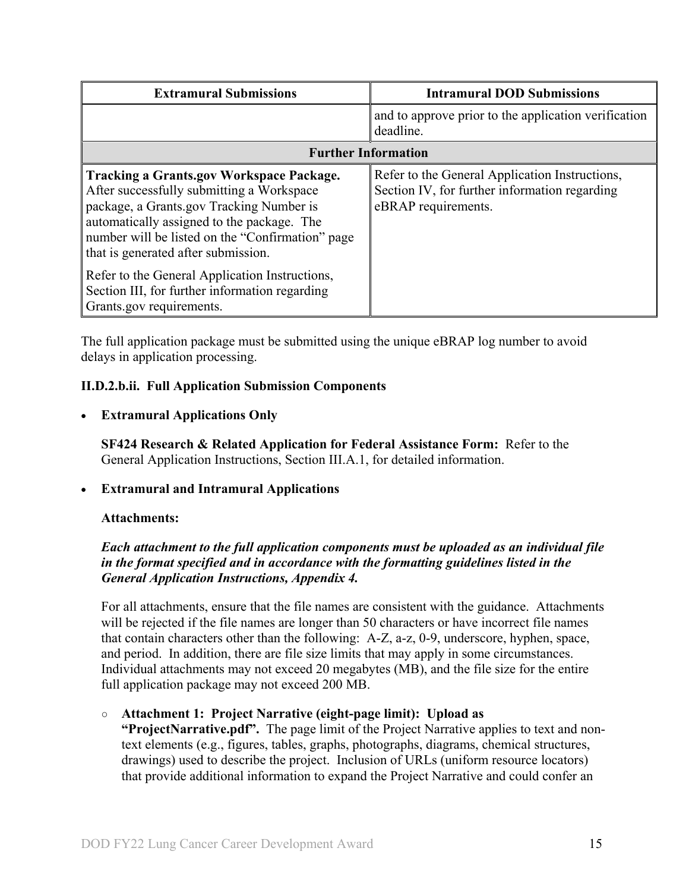| Extramural Submissions | Intramural DOD Submissions |
|---|---|
| | and to approve prior to the application verification deadline. |
| **Further Information** | |
| **Tracking a Grants.gov Workspace Package.** After successfully submitting a Workspace package, a Grants.gov Tracking Number is automatically assigned to the package. The number will be listed on the "Confirmation" page that is generated after submission.<br><br>Refer to the General Application Instructions, Section III, for further information regarding Grants.gov requirements. | Refer to the General Application Instructions, Section IV, for further information regarding eBRAP requirements. |

The full application package must be submitted using the unique eBRAP log number to avoid delays in application processing.

**II.D.2.b.ii. Full Application Submission Components**

- **Extramural Applications Only**

  **SF424 Research & Related Application for Federal Assistance Form:** Refer to the General Application Instructions, Section III.A.1, for detailed information.

- **Extramural and Intramural Applications**

  **Attachments:**

  ***Each attachment to the full application components must be uploaded as an individual file in the format specified and in accordance with the formatting guidelines listed in the General Application Instructions, Appendix 4.***

  For all attachments, ensure that the file names are consistent with the guidance. Attachments will be rejected if the file names are longer than 50 characters or have incorrect file names that contain characters other than the following: A-Z, a-z, 0-9, underscore, hyphen, space, and period. In addition, there are file size limits that may apply in some circumstances. Individual attachments may not exceed 20 megabytes (MB), and the file size for the entire full application package may not exceed 200 MB.

  - **Attachment 1: Project Narrative (eight-page limit): Upload as "ProjectNarrative.pdf".** The page limit of the Project Narrative applies to text and non-text elements (e.g., figures, tables, graphs, photographs, diagrams, chemical structures, drawings) used to describe the project. Inclusion of URLs (uniform resource locators) that provide additional information to expand the Project Narrative and could confer an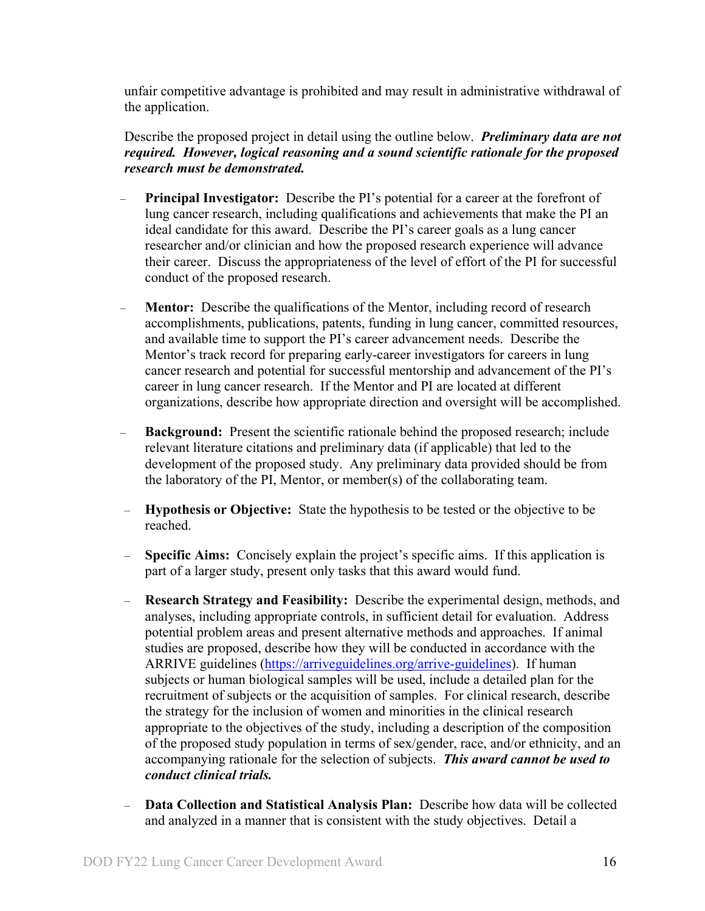unfair competitive advantage is prohibited and may result in administrative withdrawal of the application.

Describe the proposed project in detail using the outline below. ***Preliminary data are not required. However, logical reasoning and a sound scientific rationale for the proposed research must be demonstrated.***

- **Principal Investigator:** Describe the PI's potential for a career at the forefront of lung cancer research, including qualifications and achievements that make the PI an ideal candidate for this award. Describe the PI's career goals as a lung cancer researcher and/or clinician and how the proposed research experience will advance their career. Discuss the appropriateness of the level of effort of the PI for successful conduct of the proposed research.

- **Mentor:** Describe the qualifications of the Mentor, including record of research accomplishments, publications, patents, funding in lung cancer, committed resources, and available time to support the PI's career advancement needs. Describe the Mentor's track record for preparing early-career investigators for careers in lung cancer research and potential for successful mentorship and advancement of the PI's career in lung cancer research. If the Mentor and PI are located at different organizations, describe how appropriate direction and oversight will be accomplished.

- **Background:** Present the scientific rationale behind the proposed research; include relevant literature citations and preliminary data (if applicable) that led to the development of the proposed study. Any preliminary data provided should be from the laboratory of the PI, Mentor, or member(s) of the collaborating team.

- **Hypothesis or Objective:** State the hypothesis to be tested or the objective to be reached.

- **Specific Aims:** Concisely explain the project's specific aims. If this application is part of a larger study, present only tasks that this award would fund.

- **Research Strategy and Feasibility:** Describe the experimental design, methods, and analyses, including appropriate controls, in sufficient detail for evaluation. Address potential problem areas and present alternative methods and approaches. If animal studies are proposed, describe how they will be conducted in accordance with the ARRIVE guidelines ([https://arriveguidelines.org/arrive-guidelines](https://arriveguidelines.org/arrive-guidelines)). If human subjects or human biological samples will be used, include a detailed plan for the recruitment of subjects or the acquisition of samples. For clinical research, describe the strategy for the inclusion of women and minorities in the clinical research appropriate to the objectives of the study, including a description of the composition of the proposed study population in terms of sex/gender, race, and/or ethnicity, and an accompanying rationale for the selection of subjects. ***This award cannot be used to conduct clinical trials.***

- **Data Collection and Statistical Analysis Plan:** Describe how data will be collected and analyzed in a manner that is consistent with the study objectives. Detail a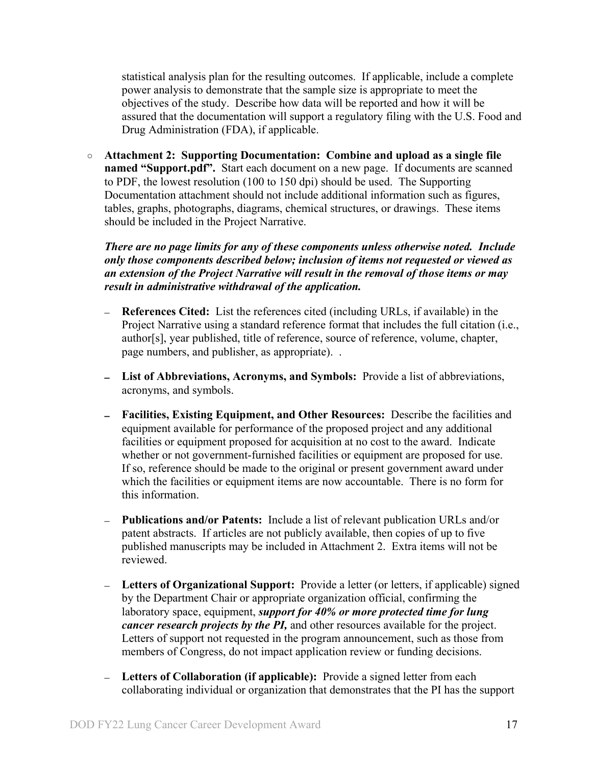statistical analysis plan for the resulting outcomes. If applicable, include a complete power analysis to demonstrate that the sample size is appropriate to meet the objectives of the study. Describe how data will be reported and how it will be assured that the documentation will support a regulatory filing with the U.S. Food and Drug Administration (FDA), if applicable.

- **Attachment 2: Supporting Documentation: Combine and upload as a single file named "Support.pdf".** Start each document on a new page. If documents are scanned to PDF, the lowest resolution (100 to 150 dpi) should be used. The Supporting Documentation attachment should not include additional information such as figures, tables, graphs, photographs, diagrams, chemical structures, or drawings. These items should be included in the Project Narrative.

  ***There are no page limits for any of these components unless otherwise noted. Include only those components described below; inclusion of items not requested or viewed as an extension of the Project Narrative will result in the removal of those items or may result in administrative withdrawal of the application.***

  - **References Cited:** List the references cited (including URLs, if available) in the Project Narrative using a standard reference format that includes the full citation (i.e., author[s], year published, title of reference, source of reference, volume, chapter, page numbers, and publisher, as appropriate). .
  - **List of Abbreviations, Acronyms, and Symbols:** Provide a list of abbreviations, acronyms, and symbols.
  - **Facilities, Existing Equipment, and Other Resources:** Describe the facilities and equipment available for performance of the proposed project and any additional facilities or equipment proposed for acquisition at no cost to the award. Indicate whether or not government-furnished facilities or equipment are proposed for use. If so, reference should be made to the original or present government award under which the facilities or equipment items are now accountable. There is no form for this information.
  - **Publications and/or Patents:** Include a list of relevant publication URLs and/or patent abstracts. If articles are not publicly available, then copies of up to five published manuscripts may be included in Attachment 2. Extra items will not be reviewed.
  - **Letters of Organizational Support:** Provide a letter (or letters, if applicable) signed by the Department Chair or appropriate organization official, confirming the laboratory space, equipment, ***support for 40% or more protected time for lung cancer research projects by the PI,*** and other resources available for the project. Letters of support not requested in the program announcement, such as those from members of Congress, do not impact application review or funding decisions.
  - **Letters of Collaboration (if applicable):** Provide a signed letter from each collaborating individual or organization that demonstrates that the PI has the support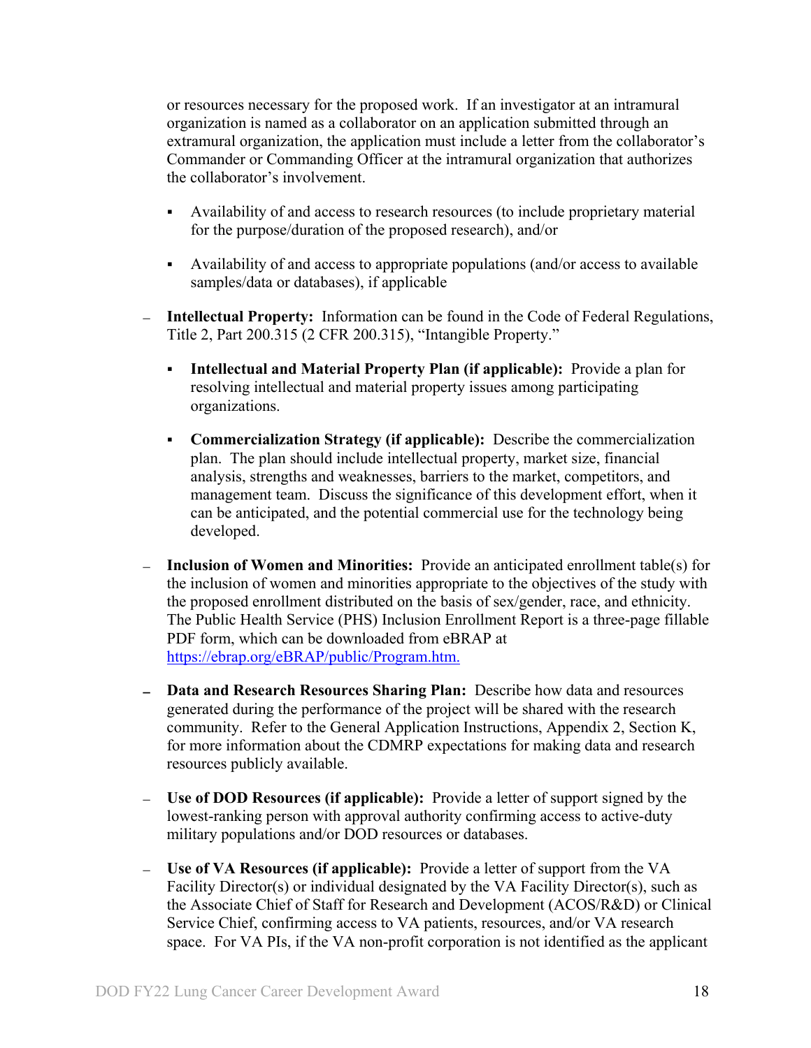or resources necessary for the proposed work. If an investigator at an intramural organization is named as a collaborator on an application submitted through an extramural organization, the application must include a letter from the collaborator's Commander or Commanding Officer at the intramural organization that authorizes the collaborator's involvement.

  - Availability of and access to research resources (to include proprietary material for the purpose/duration of the proposed research), and/or
  - Availability of and access to appropriate populations (and/or access to available samples/data or databases), if applicable

- **Intellectual Property:** Information can be found in the Code of Federal Regulations, Title 2, Part 200.315 (2 CFR 200.315), "Intangible Property."
  - **Intellectual and Material Property Plan (if applicable):** Provide a plan for resolving intellectual and material property issues among participating organizations.
  - **Commercialization Strategy (if applicable):** Describe the commercialization plan. The plan should include intellectual property, market size, financial analysis, strengths and weaknesses, barriers to the market, competitors, and management team. Discuss the significance of this development effort, when it can be anticipated, and the potential commercial use for the technology being developed.
- **Inclusion of Women and Minorities:** Provide an anticipated enrollment table(s) for the inclusion of women and minorities appropriate to the objectives of the study with the proposed enrollment distributed on the basis of sex/gender, race, and ethnicity. The Public Health Service (PHS) Inclusion Enrollment Report is a three-page fillable PDF form, which can be downloaded from eBRAP at [https://ebrap.org/eBRAP/public/Program.htm.](https://ebrap.org/eBRAP/public/Program.htm)
- **Data and Research Resources Sharing Plan:** Describe how data and resources generated during the performance of the project will be shared with the research community. Refer to the General Application Instructions, Appendix 2, Section K, for more information about the CDMRP expectations for making data and research resources publicly available.
- **Use of DOD Resources (if applicable):** Provide a letter of support signed by the lowest-ranking person with approval authority confirming access to active-duty military populations and/or DOD resources or databases.
- **Use of VA Resources (if applicable):** Provide a letter of support from the VA Facility Director(s) or individual designated by the VA Facility Director(s), such as the Associate Chief of Staff for Research and Development (ACOS/R&D) or Clinical Service Chief, confirming access to VA patients, resources, and/or VA research space. For VA PIs, if the VA non-profit corporation is not identified as the applicant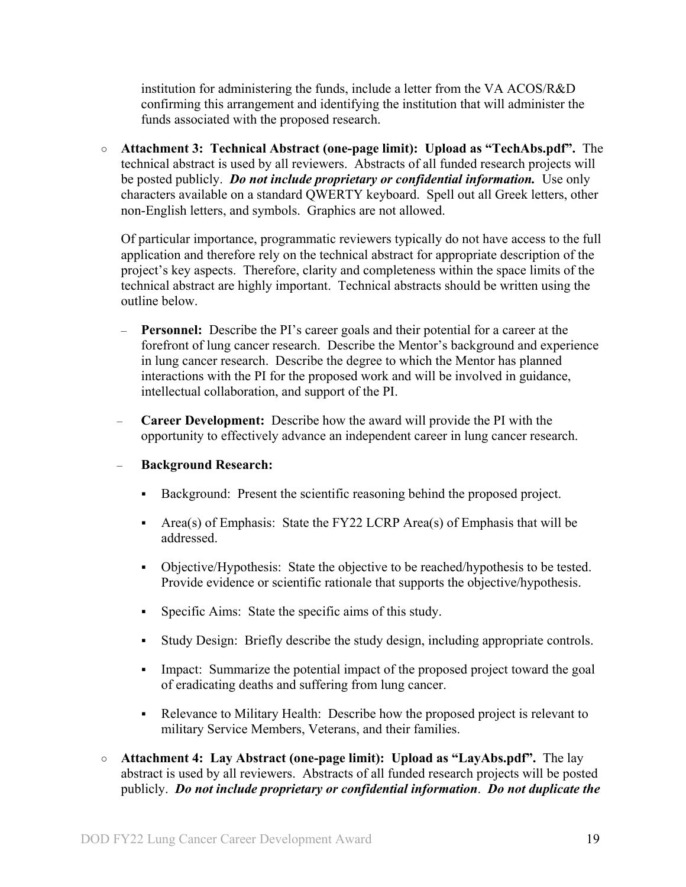institution for administering the funds, include a letter from the VA ACOS/R&D confirming this arrangement and identifying the institution that will administer the funds associated with the proposed research.

- **Attachment 3: Technical Abstract (one-page limit): Upload as "TechAbs.pdf".** The technical abstract is used by all reviewers. Abstracts of all funded research projects will be posted publicly. ***Do not include proprietary or confidential information.*** Use only characters available on a standard QWERTY keyboard. Spell out all Greek letters, other non-English letters, and symbols. Graphics are not allowed.

  Of particular importance, programmatic reviewers typically do not have access to the full application and therefore rely on the technical abstract for appropriate description of the project's key aspects. Therefore, clarity and completeness within the space limits of the technical abstract are highly important. Technical abstracts should be written using the outline below.

  - **Personnel:** Describe the PI's career goals and their potential for a career at the forefront of lung cancer research. Describe the Mentor's background and experience in lung cancer research. Describe the degree to which the Mentor has planned interactions with the PI for the proposed work and will be involved in guidance, intellectual collaboration, and support of the PI.

  - **Career Development:** Describe how the award will provide the PI with the opportunity to effectively advance an independent career in lung cancer research.

  - **Background Research:**

    - Background: Present the scientific reasoning behind the proposed project.

    - Area(s) of Emphasis: State the FY22 LCRP Area(s) of Emphasis that will be addressed.

    - Objective/Hypothesis: State the objective to be reached/hypothesis to be tested. Provide evidence or scientific rationale that supports the objective/hypothesis.

    - Specific Aims: State the specific aims of this study.

    - Study Design: Briefly describe the study design, including appropriate controls.

    - Impact: Summarize the potential impact of the proposed project toward the goal of eradicating deaths and suffering from lung cancer.

    - Relevance to Military Health: Describe how the proposed project is relevant to military Service Members, Veterans, and their families.

- **Attachment 4: Lay Abstract (one-page limit): Upload as "LayAbs.pdf".** The lay abstract is used by all reviewers. Abstracts of all funded research projects will be posted publicly. ***Do not include proprietary or confidential information***. ***Do not duplicate the***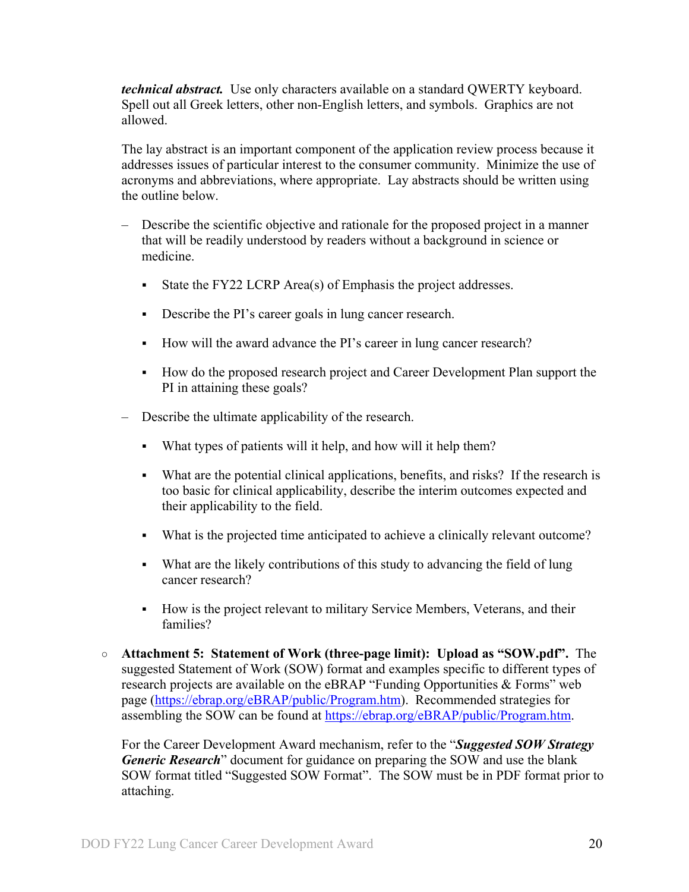***technical abstract.*** Use only characters available on a standard QWERTY keyboard. Spell out all Greek letters, other non-English letters, and symbols. Graphics are not allowed.

The lay abstract is an important component of the application review process because it addresses issues of particular interest to the consumer community. Minimize the use of acronyms and abbreviations, where appropriate. Lay abstracts should be written using the outline below.

- Describe the scientific objective and rationale for the proposed project in a manner that will be readily understood by readers without a background in science or medicine.
  - State the FY22 LCRP Area(s) of Emphasis the project addresses.
  - Describe the PI's career goals in lung cancer research.
  - How will the award advance the PI's career in lung cancer research?
  - How do the proposed research project and Career Development Plan support the PI in attaining these goals?
- Describe the ultimate applicability of the research.
  - What types of patients will it help, and how will it help them?
  - What are the potential clinical applications, benefits, and risks? If the research is too basic for clinical applicability, describe the interim outcomes expected and their applicability to the field.
  - What is the projected time anticipated to achieve a clinically relevant outcome?
  - What are the likely contributions of this study to advancing the field of lung cancer research?
  - How is the project relevant to military Service Members, Veterans, and their families?

- **Attachment 5: Statement of Work (three-page limit): Upload as "SOW.pdf".** The suggested Statement of Work (SOW) format and examples specific to different types of research projects are available on the eBRAP "Funding Opportunities & Forms" web page (https://ebrap.org/eBRAP/public/Program.htm). Recommended strategies for assembling the SOW can be found at https://ebrap.org/eBRAP/public/Program.htm.

  For the Career Development Award mechanism, refer to the "***Suggested SOW Strategy Generic Research***" document for guidance on preparing the SOW and use the blank SOW format titled "Suggested SOW Format". The SOW must be in PDF format prior to attaching.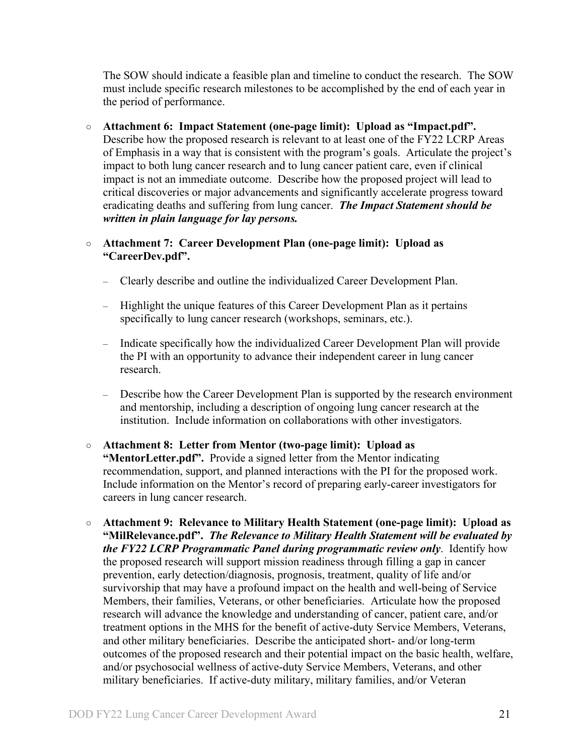The SOW should indicate a feasible plan and timeline to conduct the research. The SOW must include specific research milestones to be accomplished by the end of each year in the period of performance.

- **Attachment 6: Impact Statement (one-page limit): Upload as "Impact.pdf".** Describe how the proposed research is relevant to at least one of the FY22 LCRP Areas of Emphasis in a way that is consistent with the program's goals. Articulate the project's impact to both lung cancer research and to lung cancer patient care, even if clinical impact is not an immediate outcome. Describe how the proposed project will lead to critical discoveries or major advancements and significantly accelerate progress toward eradicating deaths and suffering from lung cancer. ***The Impact Statement should be written in plain language for lay persons.***

- **Attachment 7: Career Development Plan (one-page limit): Upload as "CareerDev.pdf".**
  - Clearly describe and outline the individualized Career Development Plan.
  - Highlight the unique features of this Career Development Plan as it pertains specifically to lung cancer research (workshops, seminars, etc.).
  - Indicate specifically how the individualized Career Development Plan will provide the PI with an opportunity to advance their independent career in lung cancer research.
  - Describe how the Career Development Plan is supported by the research environment and mentorship, including a description of ongoing lung cancer research at the institution. Include information on collaborations with other investigators.

- **Attachment 8: Letter from Mentor (two-page limit): Upload as "MentorLetter.pdf".** Provide a signed letter from the Mentor indicating recommendation, support, and planned interactions with the PI for the proposed work. Include information on the Mentor's record of preparing early-career investigators for careers in lung cancer research.

- **Attachment 9: Relevance to Military Health Statement (one-page limit): Upload as "MilRelevance.pdf".** ***The Relevance to Military Health Statement will be evaluated by the FY22 LCRP Programmatic Panel during programmatic review only***. Identify how the proposed research will support mission readiness through filling a gap in cancer prevention, early detection/diagnosis, prognosis, treatment, quality of life and/or survivorship that may have a profound impact on the health and well-being of Service Members, their families, Veterans, or other beneficiaries. Articulate how the proposed research will advance the knowledge and understanding of cancer, patient care, and/or treatment options in the MHS for the benefit of active-duty Service Members, Veterans, and other military beneficiaries. Describe the anticipated short- and/or long-term outcomes of the proposed research and their potential impact on the basic health, welfare, and/or psychosocial wellness of active-duty Service Members, Veterans, and other military beneficiaries. If active-duty military, military families, and/or Veteran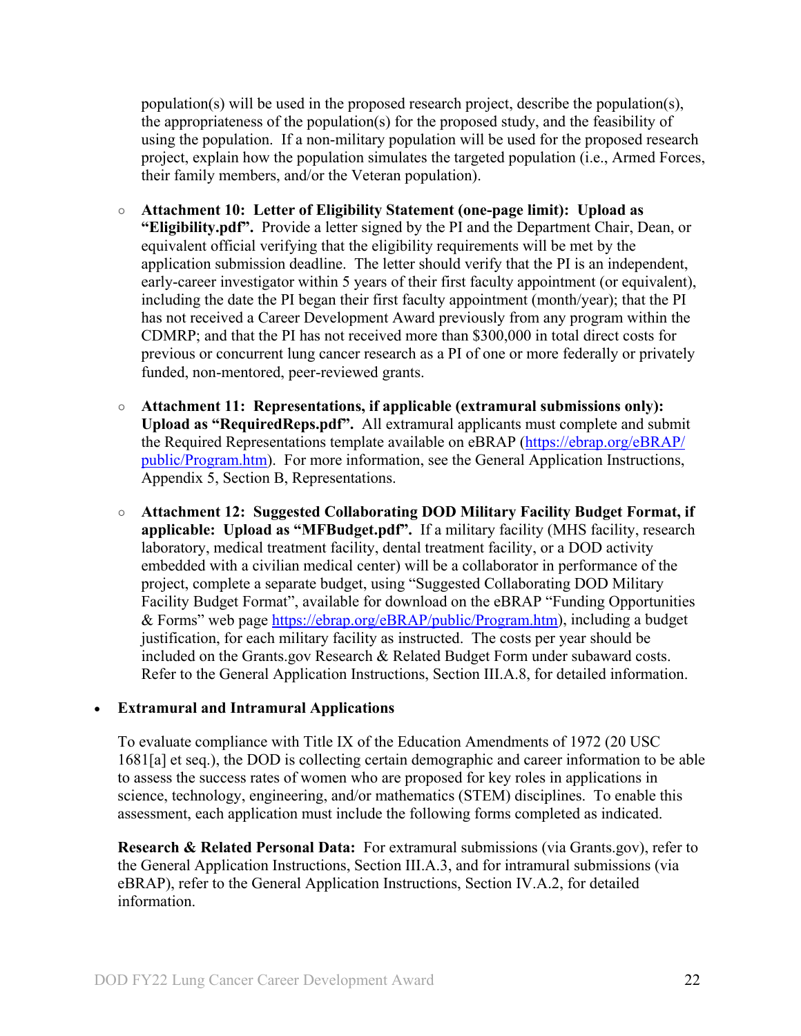population(s) will be used in the proposed research project, describe the population(s), the appropriateness of the population(s) for the proposed study, and the feasibility of using the population. If a non-military population will be used for the proposed research project, explain how the population simulates the targeted population (i.e., Armed Forces, their family members, and/or the Veteran population).

- **Attachment 10: Letter of Eligibility Statement (one-page limit): Upload as "Eligibility.pdf".** Provide a letter signed by the PI and the Department Chair, Dean, or equivalent official verifying that the eligibility requirements will be met by the application submission deadline. The letter should verify that the PI is an independent, early-career investigator within 5 years of their first faculty appointment (or equivalent), including the date the PI began their first faculty appointment (month/year); that the PI has not received a Career Development Award previously from any program within the CDMRP; and that the PI has not received more than $300,000 in total direct costs for previous or concurrent lung cancer research as a PI of one or more federally or privately funded, non-mentored, peer-reviewed grants.

- **Attachment 11: Representations, if applicable (extramural submissions only): Upload as "RequiredReps.pdf".** All extramural applicants must complete and submit the Required Representations template available on eBRAP (https://ebrap.org/eBRAP/public/Program.htm). For more information, see the General Application Instructions, Appendix 5, Section B, Representations.

- **Attachment 12: Suggested Collaborating DOD Military Facility Budget Format, if applicable: Upload as "MFBudget.pdf".** If a military facility (MHS facility, research laboratory, medical treatment facility, dental treatment facility, or a DOD activity embedded with a civilian medical center) will be a collaborator in performance of the project, complete a separate budget, using "Suggested Collaborating DOD Military Facility Budget Format", available for download on the eBRAP "Funding Opportunities & Forms" web page https://ebrap.org/eBRAP/public/Program.htm), including a budget justification, for each military facility as instructed. The costs per year should be included on the Grants.gov Research & Related Budget Form under subaward costs. Refer to the General Application Instructions, Section III.A.8, for detailed information.

- **Extramural and Intramural Applications**

  To evaluate compliance with Title IX of the Education Amendments of 1972 (20 USC 1681[a] et seq.), the DOD is collecting certain demographic and career information to be able to assess the success rates of women who are proposed for key roles in applications in science, technology, engineering, and/or mathematics (STEM) disciplines. To enable this assessment, each application must include the following forms completed as indicated.

  **Research & Related Personal Data:** For extramural submissions (via Grants.gov), refer to the General Application Instructions, Section III.A.3, and for intramural submissions (via eBRAP), refer to the General Application Instructions, Section IV.A.2, for detailed information.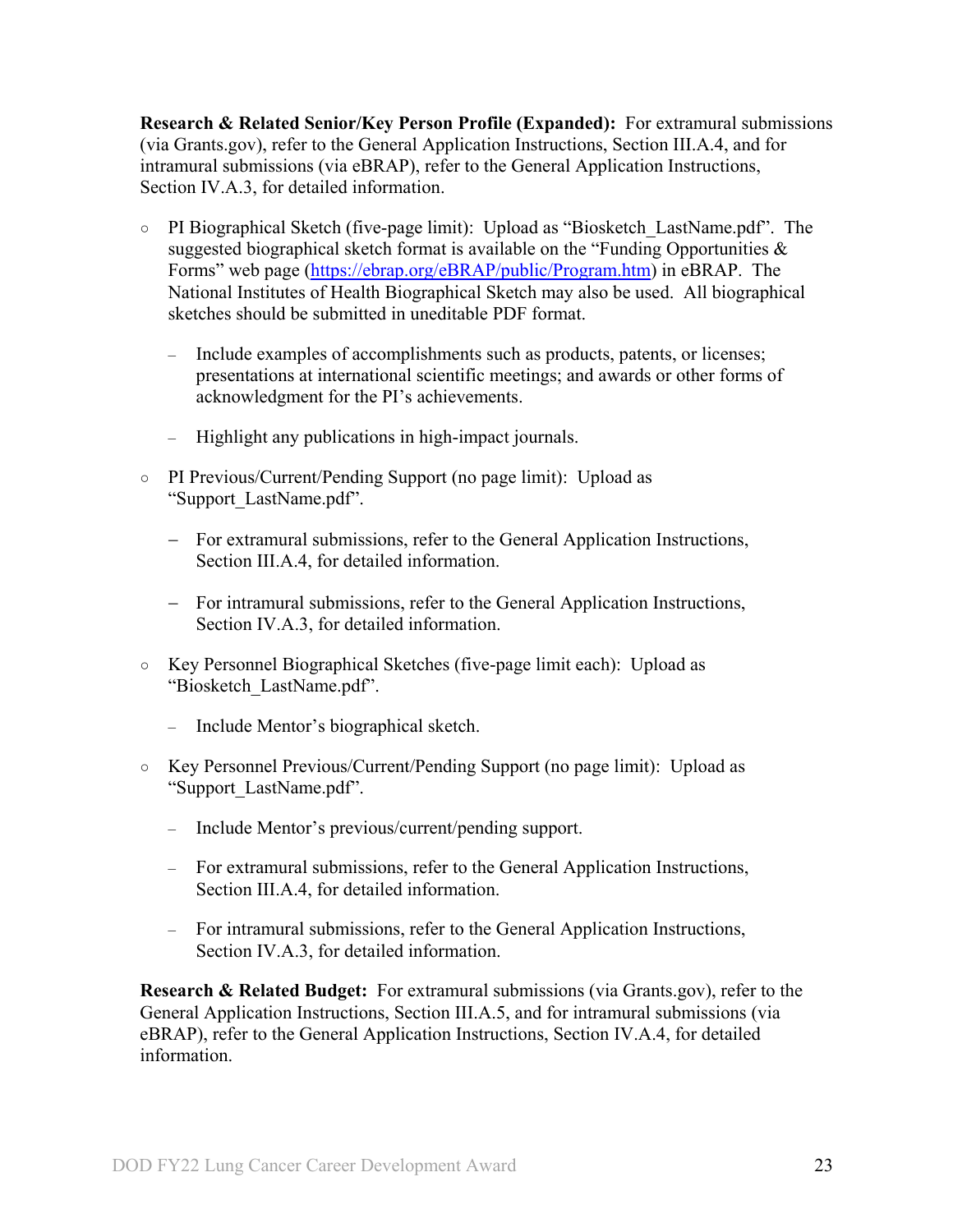**Research & Related Senior/Key Person Profile (Expanded):** For extramural submissions (via Grants.gov), refer to the General Application Instructions, Section III.A.4, and for intramural submissions (via eBRAP), refer to the General Application Instructions, Section IV.A.3, for detailed information.

- PI Biographical Sketch (five-page limit): Upload as "Biosketch_LastName.pdf". The suggested biographical sketch format is available on the "Funding Opportunities & Forms" web page ([https://ebrap.org/eBRAP/public/Program.htm](https://ebrap.org/eBRAP/public/Program.htm)) in eBRAP. The National Institutes of Health Biographical Sketch may also be used. All biographical sketches should be submitted in uneditable PDF format.
  - Include examples of accomplishments such as products, patents, or licenses; presentations at international scientific meetings; and awards or other forms of acknowledgment for the PI's achievements.
  - Highlight any publications in high-impact journals.
- PI Previous/Current/Pending Support (no page limit): Upload as "Support_LastName.pdf".
  - For extramural submissions, refer to the General Application Instructions, Section III.A.4, for detailed information.
  - For intramural submissions, refer to the General Application Instructions, Section IV.A.3, for detailed information.
- Key Personnel Biographical Sketches (five-page limit each): Upload as "Biosketch_LastName.pdf".
  - Include Mentor's biographical sketch.
- Key Personnel Previous/Current/Pending Support (no page limit): Upload as "Support_LastName.pdf".
  - Include Mentor's previous/current/pending support.
  - For extramural submissions, refer to the General Application Instructions, Section III.A.4, for detailed information.
  - For intramural submissions, refer to the General Application Instructions, Section IV.A.3, for detailed information.

**Research & Related Budget:** For extramural submissions (via Grants.gov), refer to the General Application Instructions, Section III.A.5, and for intramural submissions (via eBRAP), refer to the General Application Instructions, Section IV.A.4, for detailed information.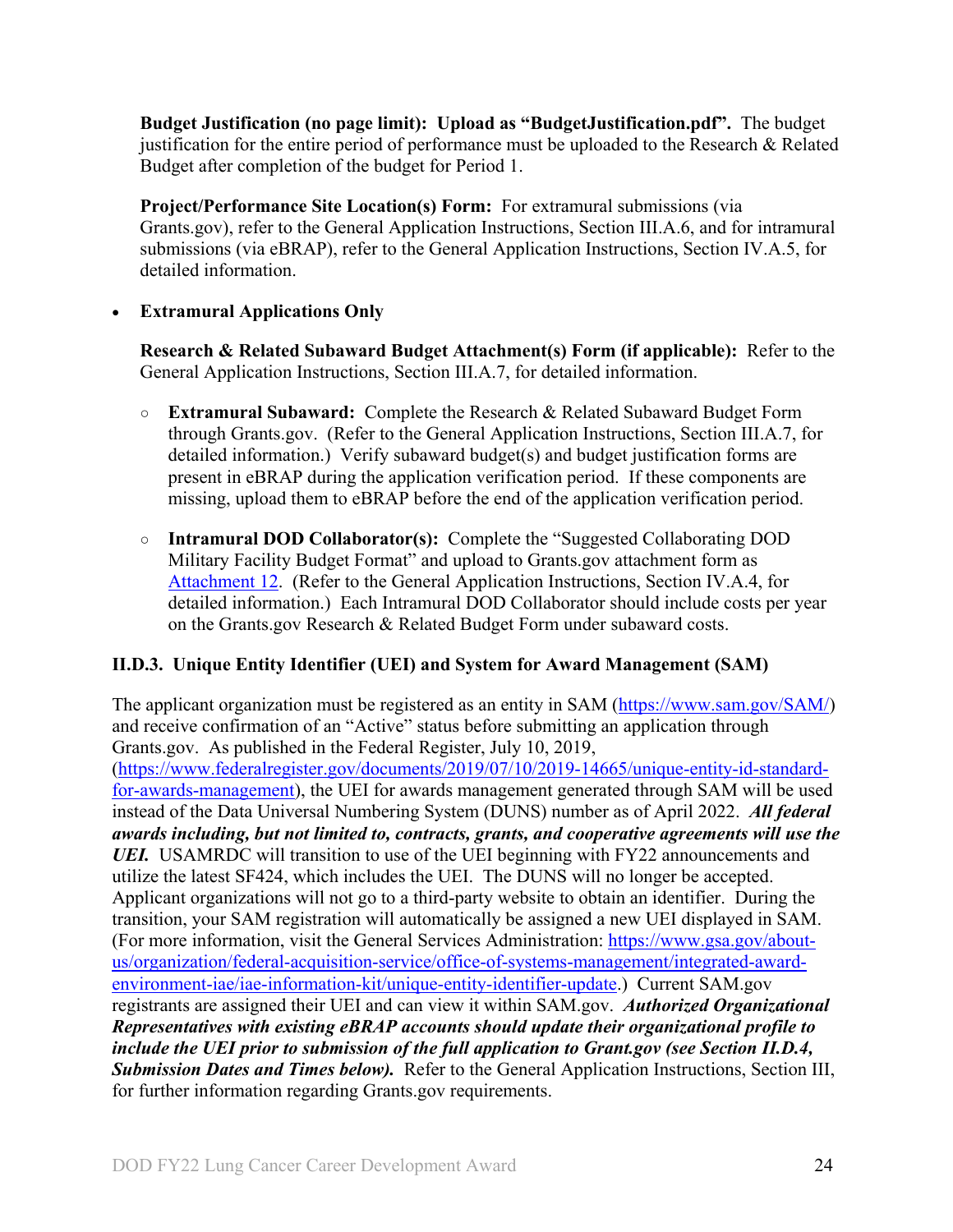**Budget Justification (no page limit): Upload as "BudgetJustification.pdf".** The budget justification for the entire period of performance must be uploaded to the Research & Related Budget after completion of the budget for Period 1.

**Project/Performance Site Location(s) Form:** For extramural submissions (via Grants.gov), refer to the General Application Instructions, Section III.A.6, and for intramural submissions (via eBRAP), refer to the General Application Instructions, Section IV.A.5, for detailed information.

- **Extramural Applications Only**

  **Research & Related Subaward Budget Attachment(s) Form (if applicable):** Refer to the General Application Instructions, Section III.A.7, for detailed information.

  - **Extramural Subaward:** Complete the Research & Related Subaward Budget Form through Grants.gov. (Refer to the General Application Instructions, Section III.A.7, for detailed information.) Verify subaward budget(s) and budget justification forms are present in eBRAP during the application verification period. If these components are missing, upload them to eBRAP before the end of the application verification period.

  - **Intramural DOD Collaborator(s):** Complete the "Suggested Collaborating DOD Military Facility Budget Format" and upload to Grants.gov attachment form as Attachment 12. (Refer to the General Application Instructions, Section IV.A.4, for detailed information.) Each Intramural DOD Collaborator should include costs per year on the Grants.gov Research & Related Budget Form under subaward costs.

### II.D.3. Unique Entity Identifier (UEI) and System for Award Management (SAM)

The applicant organization must be registered as an entity in SAM (https://www.sam.gov/SAM/) and receive confirmation of an "Active" status before submitting an application through Grants.gov. As published in the Federal Register, July 10, 2019, (https://www.federalregister.gov/documents/2019/07/10/2019-14665/unique-entity-id-standard-for-awards-management), the UEI for awards management generated through SAM will be used instead of the Data Universal Numbering System (DUNS) number as of April 2022. ***All federal awards including, but not limited to, contracts, grants, and cooperative agreements will use the UEI.*** USAMRDC will transition to use of the UEI beginning with FY22 announcements and utilize the latest SF424, which includes the UEI. The DUNS will no longer be accepted. Applicant organizations will not go to a third-party website to obtain an identifier. During the transition, your SAM registration will automatically be assigned a new UEI displayed in SAM. (For more information, visit the General Services Administration: https://www.gsa.gov/about-us/organization/federal-acquisition-service/office-of-systems-management/integrated-award-environment-iae/iae-information-kit/unique-entity-identifier-update.) Current SAM.gov registrants are assigned their UEI and can view it within SAM.gov. ***Authorized Organizational Representatives with existing eBRAP accounts should update their organizational profile to include the UEI prior to submission of the full application to Grant.gov (see Section II.D.4, Submission Dates and Times below).*** Refer to the General Application Instructions, Section III, for further information regarding Grants.gov requirements.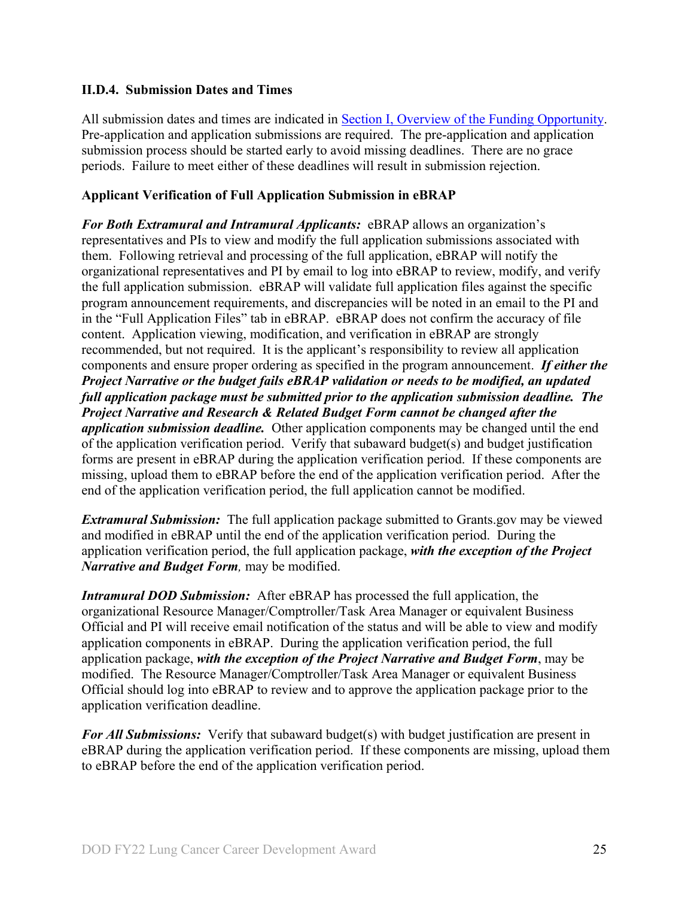### II.D.4. Submission Dates and Times

All submission dates and times are indicated in [Section I, Overview of the Funding Opportunity](#). Pre-application and application submissions are required. The pre-application and application submission process should be started early to avoid missing deadlines. There are no grace periods. Failure to meet either of these deadlines will result in submission rejection.

**Applicant Verification of Full Application Submission in eBRAP**

***For Both Extramural and Intramural Applicants:*** eBRAP allows an organization's representatives and PIs to view and modify the full application submissions associated with them. Following retrieval and processing of the full application, eBRAP will notify the organizational representatives and PI by email to log into eBRAP to review, modify, and verify the full application submission. eBRAP will validate full application files against the specific program announcement requirements, and discrepancies will be noted in an email to the PI and in the "Full Application Files" tab in eBRAP. eBRAP does not confirm the accuracy of file content. Application viewing, modification, and verification in eBRAP are strongly recommended, but not required. It is the applicant's responsibility to review all application components and ensure proper ordering as specified in the program announcement. ***If either the Project Narrative or the budget fails eBRAP validation or needs to be modified, an updated full application package must be submitted prior to the application submission deadline. The Project Narrative and Research & Related Budget Form cannot be changed after the application submission deadline.*** Other application components may be changed until the end of the application verification period. Verify that subaward budget(s) and budget justification forms are present in eBRAP during the application verification period. If these components are missing, upload them to eBRAP before the end of the application verification period. After the end of the application verification period, the full application cannot be modified.

***Extramural Submission:*** The full application package submitted to Grants.gov may be viewed and modified in eBRAP until the end of the application verification period. During the application verification period, the full application package, ***with the exception of the Project Narrative and Budget Form****,* may be modified.

***Intramural DOD Submission:*** After eBRAP has processed the full application, the organizational Resource Manager/Comptroller/Task Area Manager or equivalent Business Official and PI will receive email notification of the status and will be able to view and modify application components in eBRAP. During the application verification period, the full application package, ***with the exception of the Project Narrative and Budget Form***, may be modified. The Resource Manager/Comptroller/Task Area Manager or equivalent Business Official should log into eBRAP to review and to approve the application package prior to the application verification deadline.

***For All Submissions:*** Verify that subaward budget(s) with budget justification are present in eBRAP during the application verification period. If these components are missing, upload them to eBRAP before the end of the application verification period.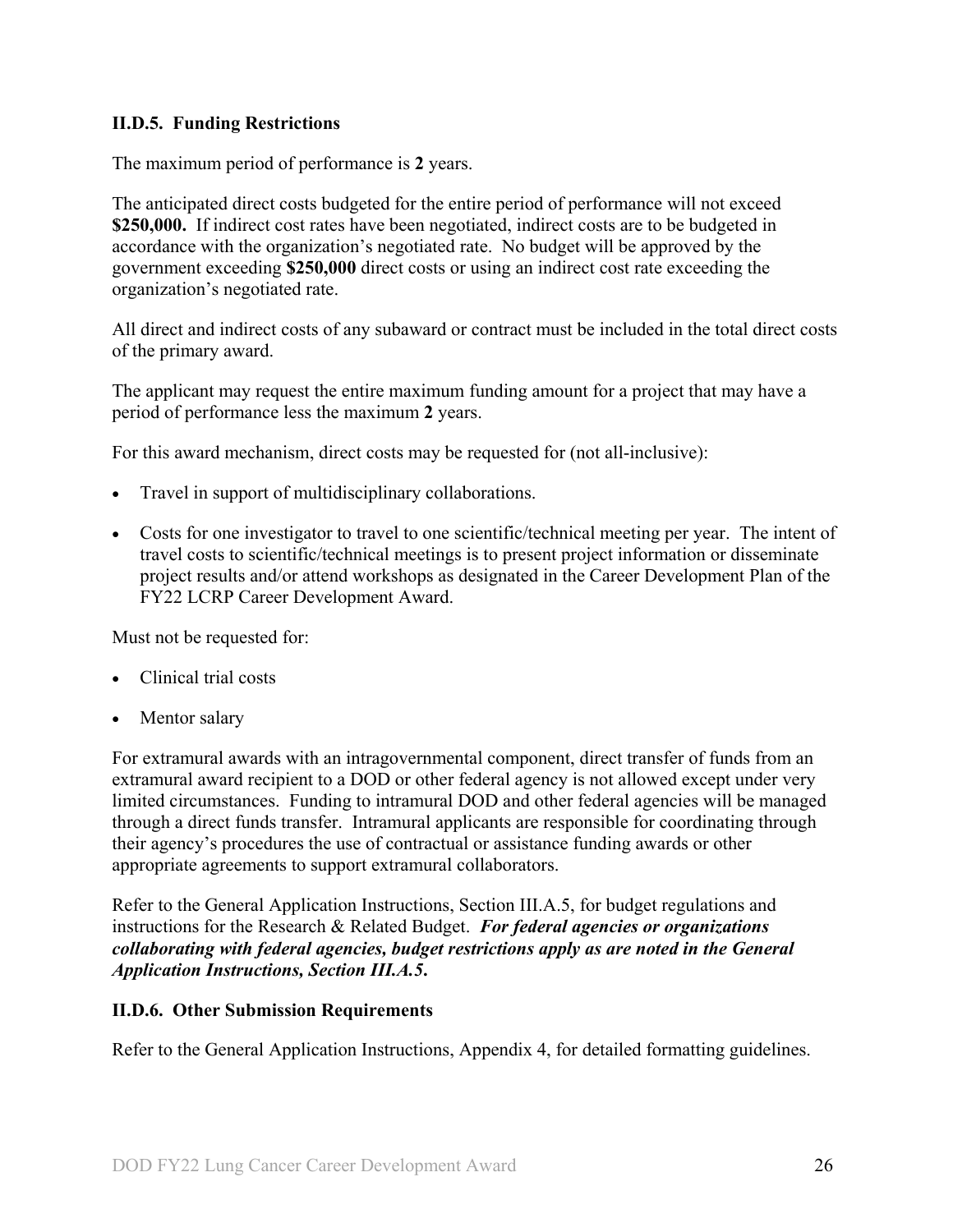### II.D.5. Funding Restrictions

The maximum period of performance is **2** years.

The anticipated direct costs budgeted for the entire period of performance will not exceed **$250,000.** If indirect cost rates have been negotiated, indirect costs are to be budgeted in accordance with the organization's negotiated rate. No budget will be approved by the government exceeding **$250,000** direct costs or using an indirect cost rate exceeding the organization's negotiated rate.

All direct and indirect costs of any subaward or contract must be included in the total direct costs of the primary award.

The applicant may request the entire maximum funding amount for a project that may have a period of performance less the maximum **2** years.

For this award mechanism, direct costs may be requested for (not all-inclusive):

- Travel in support of multidisciplinary collaborations.
- Costs for one investigator to travel to one scientific/technical meeting per year. The intent of travel costs to scientific/technical meetings is to present project information or disseminate project results and/or attend workshops as designated in the Career Development Plan of the FY22 LCRP Career Development Award.

Must not be requested for:

- Clinical trial costs
- Mentor salary

For extramural awards with an intragovernmental component, direct transfer of funds from an extramural award recipient to a DOD or other federal agency is not allowed except under very limited circumstances. Funding to intramural DOD and other federal agencies will be managed through a direct funds transfer. Intramural applicants are responsible for coordinating through their agency's procedures the use of contractual or assistance funding awards or other appropriate agreements to support extramural collaborators.

Refer to the General Application Instructions, Section III.A.5, for budget regulations and instructions for the Research & Related Budget. ***For federal agencies or organizations collaborating with federal agencies, budget restrictions apply as are noted in the General Application Instructions, Section III.A.5.***

### II.D.6. Other Submission Requirements

Refer to the General Application Instructions, Appendix 4, for detailed formatting guidelines.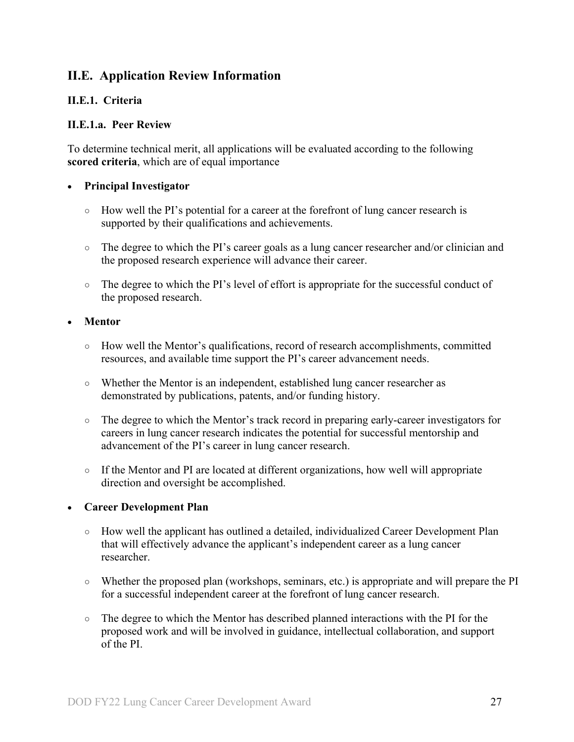## II.E. Application Review Information

### II.E.1. Criteria

#### II.E.1.a. Peer Review

To determine technical merit, all applications will be evaluated according to the following **scored criteria**, which are of equal importance

- **Principal Investigator**
  - How well the PI's potential for a career at the forefront of lung cancer research is supported by their qualifications and achievements.
  - The degree to which the PI's career goals as a lung cancer researcher and/or clinician and the proposed research experience will advance their career.
  - The degree to which the PI's level of effort is appropriate for the successful conduct of the proposed research.
- **Mentor**
  - How well the Mentor's qualifications, record of research accomplishments, committed resources, and available time support the PI's career advancement needs.
  - Whether the Mentor is an independent, established lung cancer researcher as demonstrated by publications, patents, and/or funding history.
  - The degree to which the Mentor's track record in preparing early-career investigators for careers in lung cancer research indicates the potential for successful mentorship and advancement of the PI's career in lung cancer research.
  - If the Mentor and PI are located at different organizations, how well will appropriate direction and oversight be accomplished.
- **Career Development Plan**
  - How well the applicant has outlined a detailed, individualized Career Development Plan that will effectively advance the applicant's independent career as a lung cancer researcher.
  - Whether the proposed plan (workshops, seminars, etc.) is appropriate and will prepare the PI for a successful independent career at the forefront of lung cancer research.
  - The degree to which the Mentor has described planned interactions with the PI for the proposed work and will be involved in guidance, intellectual collaboration, and support of the PI.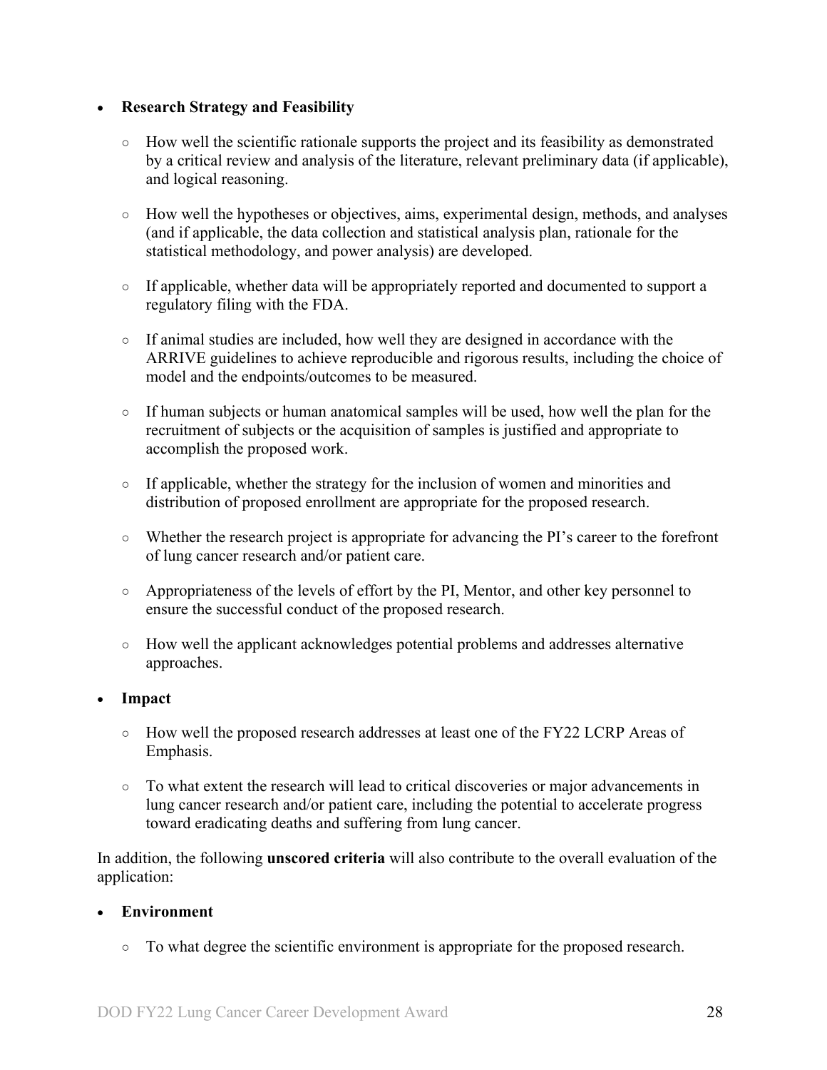- **Research Strategy and Feasibility**

    - How well the scientific rationale supports the project and its feasibility as demonstrated by a critical review and analysis of the literature, relevant preliminary data (if applicable), and logical reasoning.

    - How well the hypotheses or objectives, aims, experimental design, methods, and analyses (and if applicable, the data collection and statistical analysis plan, rationale for the statistical methodology, and power analysis) are developed.

    - If applicable, whether data will be appropriately reported and documented to support a regulatory filing with the FDA.

    - If animal studies are included, how well they are designed in accordance with the ARRIVE guidelines to achieve reproducible and rigorous results, including the choice of model and the endpoints/outcomes to be measured.

    - If human subjects or human anatomical samples will be used, how well the plan for the recruitment of subjects or the acquisition of samples is justified and appropriate to accomplish the proposed work.

    - If applicable, whether the strategy for the inclusion of women and minorities and distribution of proposed enrollment are appropriate for the proposed research.

    - Whether the research project is appropriate for advancing the PI's career to the forefront of lung cancer research and/or patient care.

    - Appropriateness of the levels of effort by the PI, Mentor, and other key personnel to ensure the successful conduct of the proposed research.

    - How well the applicant acknowledges potential problems and addresses alternative approaches.

- **Impact**

    - How well the proposed research addresses at least one of the FY22 LCRP Areas of Emphasis.

    - To what extent the research will lead to critical discoveries or major advancements in lung cancer research and/or patient care, including the potential to accelerate progress toward eradicating deaths and suffering from lung cancer.

In addition, the following **unscored criteria** will also contribute to the overall evaluation of the application:

- **Environment**

    - To what degree the scientific environment is appropriate for the proposed research.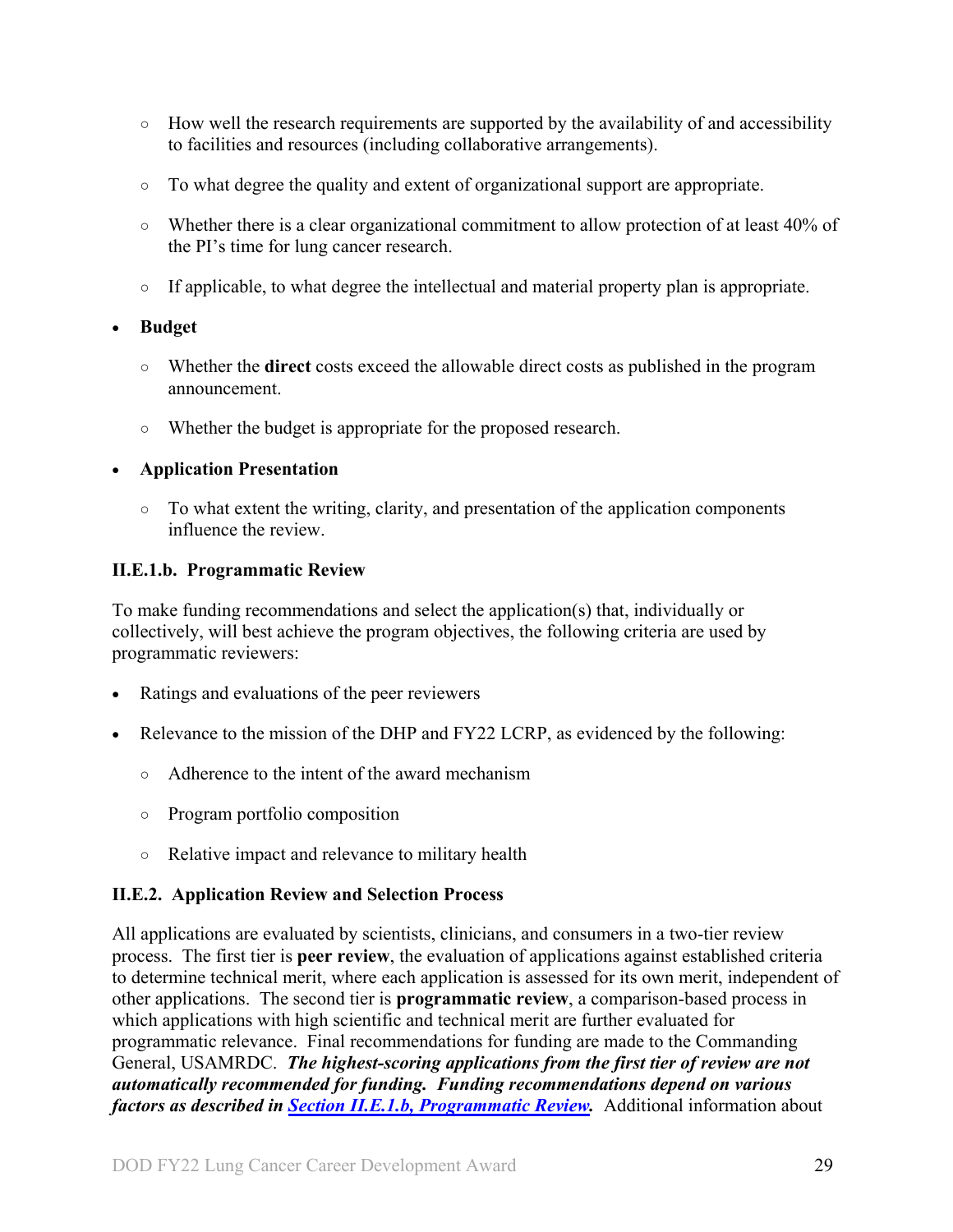- How well the research requirements are supported by the availability of and accessibility to facilities and resources (including collaborative arrangements).
    - To what degree the quality and extent of organizational support are appropriate.
    - Whether there is a clear organizational commitment to allow protection of at least 40% of the PI's time for lung cancer research.
    - If applicable, to what degree the intellectual and material property plan is appropriate.

- **Budget**
    - Whether the **direct** costs exceed the allowable direct costs as published in the program announcement.
    - Whether the budget is appropriate for the proposed research.

- **Application Presentation**
    - To what extent the writing, clarity, and presentation of the application components influence the review.

#### II.E.1.b. Programmatic Review

To make funding recommendations and select the application(s) that, individually or collectively, will best achieve the program objectives, the following criteria are used by programmatic reviewers:

- Ratings and evaluations of the peer reviewers
- Relevance to the mission of the DHP and FY22 LCRP, as evidenced by the following:
    - Adherence to the intent of the award mechanism
    - Program portfolio composition
    - Relative impact and relevance to military health

### II.E.2. Application Review and Selection Process

All applications are evaluated by scientists, clinicians, and consumers in a two-tier review process. The first tier is **peer review**, the evaluation of applications against established criteria to determine technical merit, where each application is assessed for its own merit, independent of other applications. The second tier is **programmatic review**, a comparison-based process in which applications with high scientific and technical merit are further evaluated for programmatic relevance. Final recommendations for funding are made to the Commanding General, USAMRDC. ***The highest-scoring applications from the first tier of review are not automatically recommended for funding. Funding recommendations depend on various factors as described in [Section II.E.1.b, Programmatic Review](#).*** Additional information about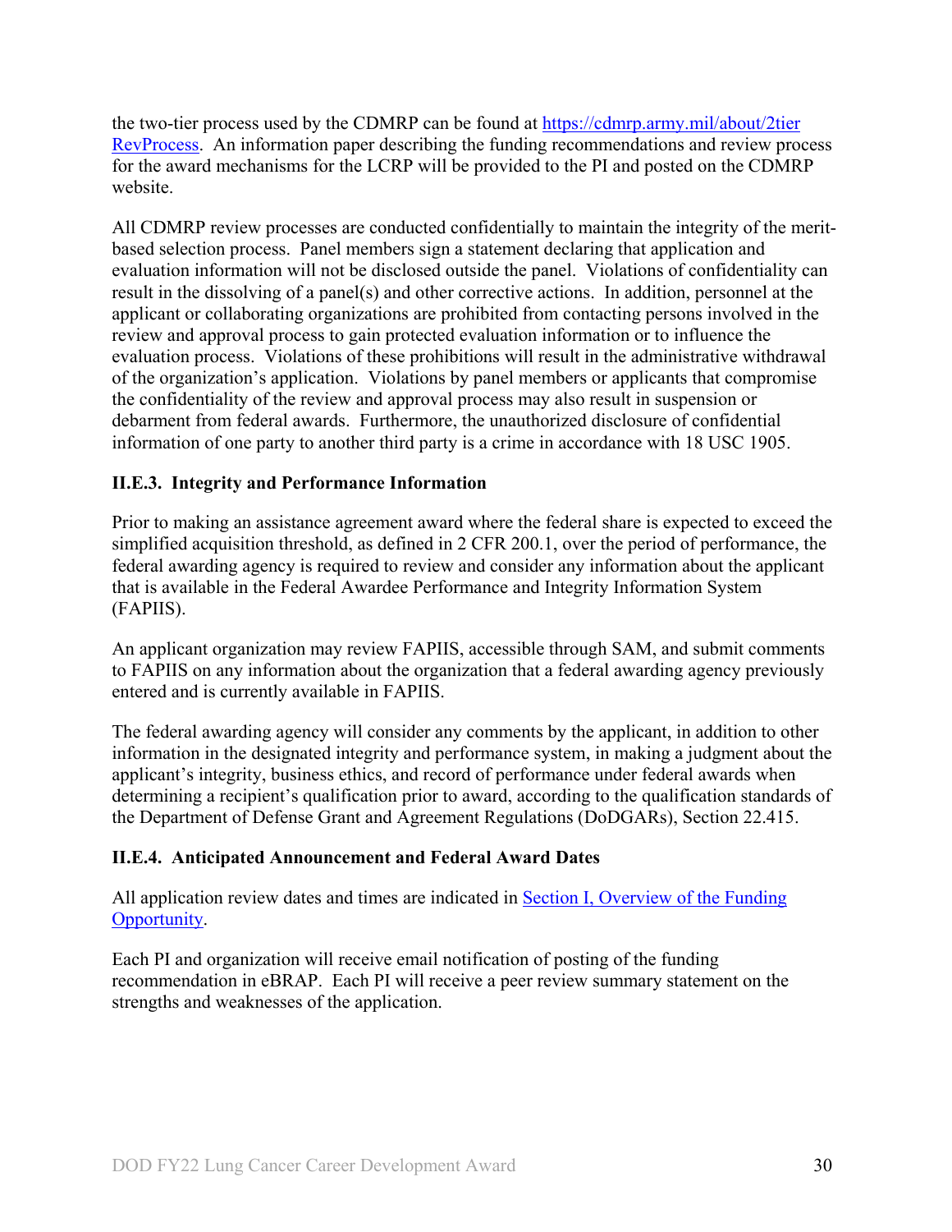the two-tier process used by the CDMRP can be found at [https://cdmrp.army.mil/about/2tierRevProcess](https://cdmrp.army.mil/about/2tierRevProcess). An information paper describing the funding recommendations and review process for the award mechanisms for the LCRP will be provided to the PI and posted on the CDMRP website.

All CDMRP review processes are conducted confidentially to maintain the integrity of the merit-based selection process. Panel members sign a statement declaring that application and evaluation information will not be disclosed outside the panel. Violations of confidentiality can result in the dissolving of a panel(s) and other corrective actions. In addition, personnel at the applicant or collaborating organizations are prohibited from contacting persons involved in the review and approval process to gain protected evaluation information or to influence the evaluation process. Violations of these prohibitions will result in the administrative withdrawal of the organization's application. Violations by panel members or applicants that compromise the confidentiality of the review and approval process may also result in suspension or debarment from federal awards. Furthermore, the unauthorized disclosure of confidential information of one party to another third party is a crime in accordance with 18 USC 1905.

### II.E.3. Integrity and Performance Information

Prior to making an assistance agreement award where the federal share is expected to exceed the simplified acquisition threshold, as defined in 2 CFR 200.1, over the period of performance, the federal awarding agency is required to review and consider any information about the applicant that is available in the Federal Awardee Performance and Integrity Information System (FAPIIS).

An applicant organization may review FAPIIS, accessible through SAM, and submit comments to FAPIIS on any information about the organization that a federal awarding agency previously entered and is currently available in FAPIIS.

The federal awarding agency will consider any comments by the applicant, in addition to other information in the designated integrity and performance system, in making a judgment about the applicant's integrity, business ethics, and record of performance under federal awards when determining a recipient's qualification prior to award, according to the qualification standards of the Department of Defense Grant and Agreement Regulations (DoDGARs), Section 22.415.

### II.E.4. Anticipated Announcement and Federal Award Dates

All application review dates and times are indicated in [Section I, Overview of the Funding Opportunity](#).

Each PI and organization will receive email notification of posting of the funding recommendation in eBRAP. Each PI will receive a peer review summary statement on the strengths and weaknesses of the application.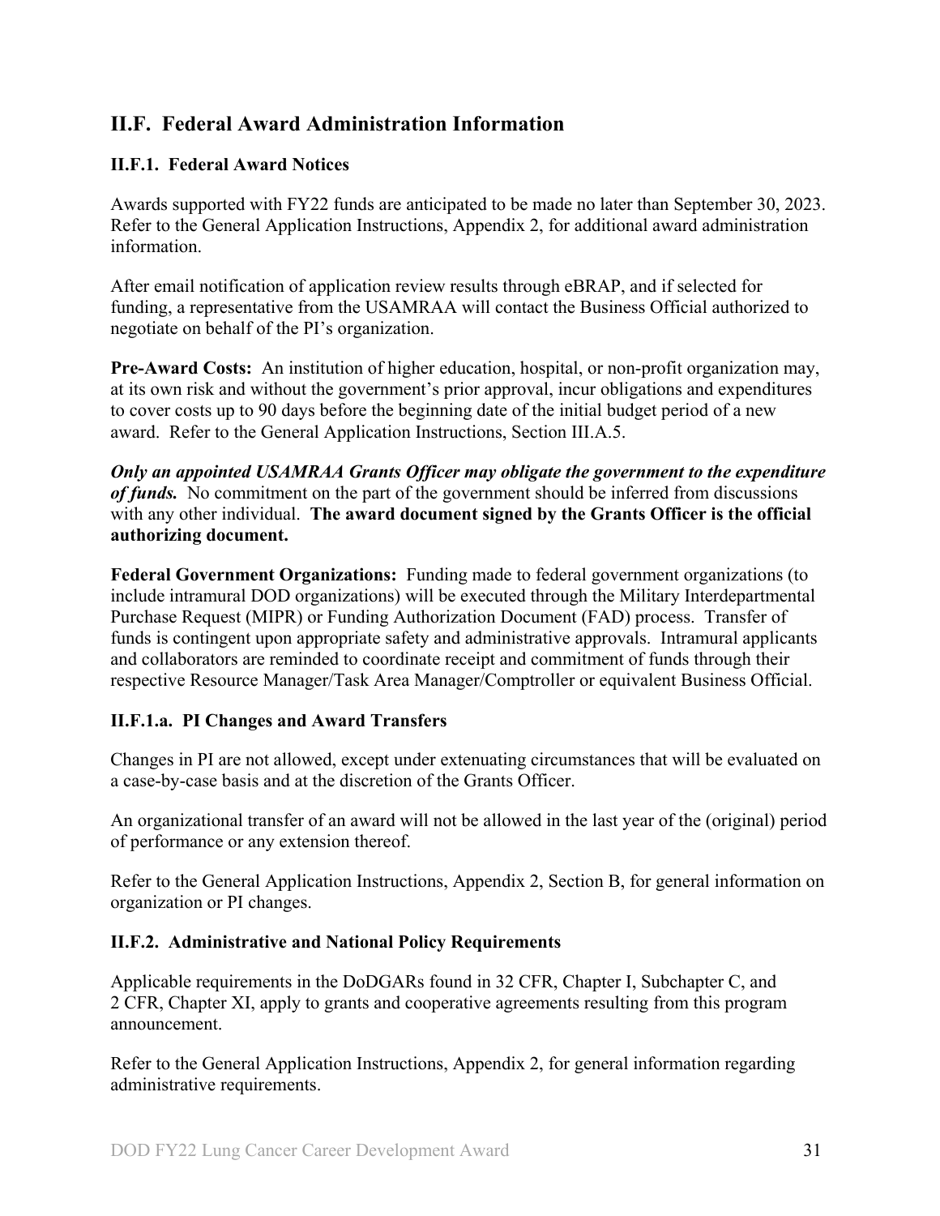## II.F. Federal Award Administration Information

### II.F.1. Federal Award Notices

Awards supported with FY22 funds are anticipated to be made no later than September 30, 2023. Refer to the General Application Instructions, Appendix 2, for additional award administration information.

After email notification of application review results through eBRAP, and if selected for funding, a representative from the USAMRAA will contact the Business Official authorized to negotiate on behalf of the PI's organization.

**Pre-Award Costs:** An institution of higher education, hospital, or non-profit organization may, at its own risk and without the government's prior approval, incur obligations and expenditures to cover costs up to 90 days before the beginning date of the initial budget period of a new award. Refer to the General Application Instructions, Section III.A.5.

***Only an appointed USAMRAA Grants Officer may obligate the government to the expenditure of funds.*** No commitment on the part of the government should be inferred from discussions with any other individual. **The award document signed by the Grants Officer is the official authorizing document.**

**Federal Government Organizations:** Funding made to federal government organizations (to include intramural DOD organizations) will be executed through the Military Interdepartmental Purchase Request (MIPR) or Funding Authorization Document (FAD) process. Transfer of funds is contingent upon appropriate safety and administrative approvals. Intramural applicants and collaborators are reminded to coordinate receipt and commitment of funds through their respective Resource Manager/Task Area Manager/Comptroller or equivalent Business Official.

#### II.F.1.a. PI Changes and Award Transfers

Changes in PI are not allowed, except under extenuating circumstances that will be evaluated on a case-by-case basis and at the discretion of the Grants Officer.

An organizational transfer of an award will not be allowed in the last year of the (original) period of performance or any extension thereof.

Refer to the General Application Instructions, Appendix 2, Section B, for general information on organization or PI changes.

### II.F.2. Administrative and National Policy Requirements

Applicable requirements in the DoDGARs found in 32 CFR, Chapter I, Subchapter C, and 2 CFR, Chapter XI, apply to grants and cooperative agreements resulting from this program announcement.

Refer to the General Application Instructions, Appendix 2, for general information regarding administrative requirements.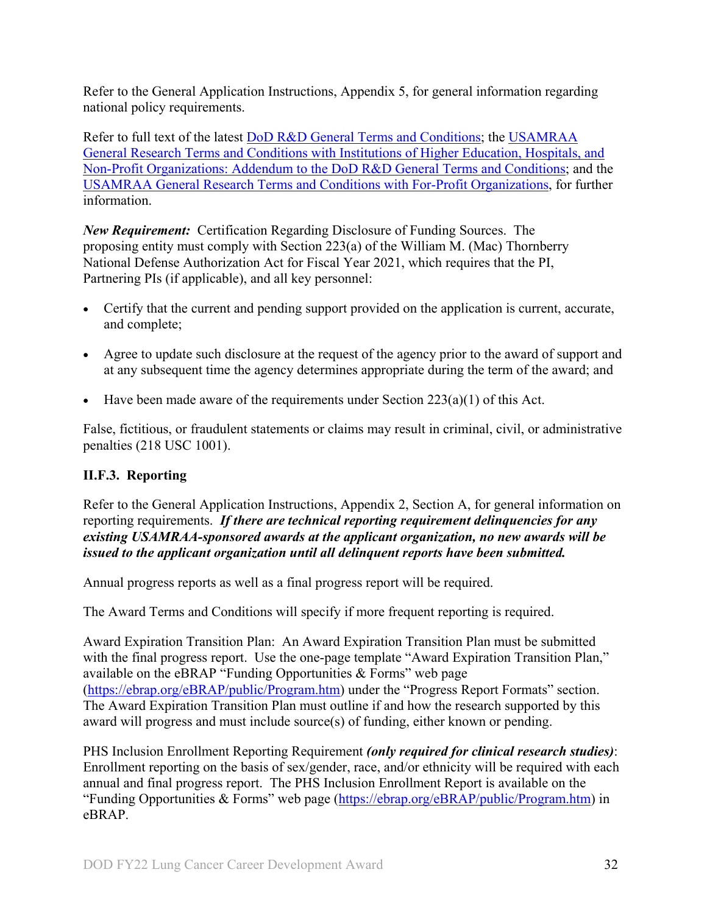Refer to the General Application Instructions, Appendix 5, for general information regarding national policy requirements.

Refer to full text of the latest [DoD R&D General Terms and Conditions](); the [USAMRAA General Research Terms and Conditions with Institutions of Higher Education, Hospitals, and Non-Profit Organizations: Addendum to the DoD R&D General Terms and Conditions](); and the [USAMRAA General Research Terms and Conditions with For-Profit Organizations](), for further information.

***New Requirement:*** Certification Regarding Disclosure of Funding Sources. The proposing entity must comply with Section 223(a) of the William M. (Mac) Thornberry National Defense Authorization Act for Fiscal Year 2021, which requires that the PI, Partnering PIs (if applicable), and all key personnel:

- Certify that the current and pending support provided on the application is current, accurate, and complete;
- Agree to update such disclosure at the request of the agency prior to the award of support and at any subsequent time the agency determines appropriate during the term of the award; and
- Have been made aware of the requirements under Section 223(a)(1) of this Act.

False, fictitious, or fraudulent statements or claims may result in criminal, civil, or administrative penalties (218 USC 1001).

### II.F.3. Reporting

Refer to the General Application Instructions, Appendix 2, Section A, for general information on reporting requirements. ***If there are technical reporting requirement delinquencies for any existing USAMRAA-sponsored awards at the applicant organization, no new awards will be issued to the applicant organization until all delinquent reports have been submitted.***

Annual progress reports as well as a final progress report will be required.

The Award Terms and Conditions will specify if more frequent reporting is required.

Award Expiration Transition Plan: An Award Expiration Transition Plan must be submitted with the final progress report. Use the one-page template "Award Expiration Transition Plan," available on the eBRAP "Funding Opportunities & Forms" web page (https://ebrap.org/eBRAP/public/Program.htm) under the "Progress Report Formats" section. The Award Expiration Transition Plan must outline if and how the research supported by this award will progress and must include source(s) of funding, either known or pending.

PHS Inclusion Enrollment Reporting Requirement ***(only required for clinical research studies)***: Enrollment reporting on the basis of sex/gender, race, and/or ethnicity will be required with each annual and final progress report. The PHS Inclusion Enrollment Report is available on the "Funding Opportunities & Forms" web page (https://ebrap.org/eBRAP/public/Program.htm) in eBRAP.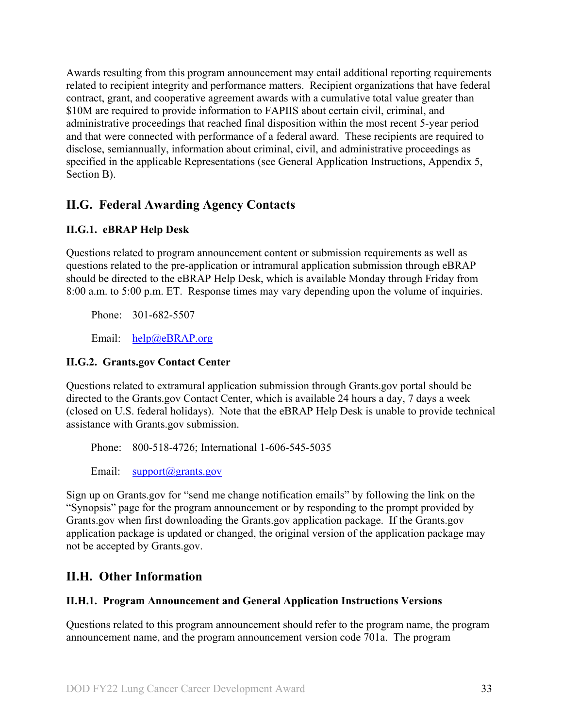Awards resulting from this program announcement may entail additional reporting requirements related to recipient integrity and performance matters. Recipient organizations that have federal contract, grant, and cooperative agreement awards with a cumulative total value greater than $10M are required to provide information to FAPIIS about certain civil, criminal, and administrative proceedings that reached final disposition within the most recent 5-year period and that were connected with performance of a federal award. These recipients are required to disclose, semiannually, information about criminal, civil, and administrative proceedings as specified in the applicable Representations (see General Application Instructions, Appendix 5, Section B).

## II.G. Federal Awarding Agency Contacts

### II.G.1. eBRAP Help Desk

Questions related to program announcement content or submission requirements as well as questions related to the pre-application or intramural application submission through eBRAP should be directed to the eBRAP Help Desk, which is available Monday through Friday from 8:00 a.m. to 5:00 p.m. ET. Response times may vary depending upon the volume of inquiries.

Phone: 301-682-5507

Email: help@eBRAP.org

### II.G.2. Grants.gov Contact Center

Questions related to extramural application submission through Grants.gov portal should be directed to the Grants.gov Contact Center, which is available 24 hours a day, 7 days a week (closed on U.S. federal holidays). Note that the eBRAP Help Desk is unable to provide technical assistance with Grants.gov submission.

Phone: 800-518-4726; International 1-606-545-5035

Email: support@grants.gov

Sign up on Grants.gov for "send me change notification emails" by following the link on the "Synopsis" page for the program announcement or by responding to the prompt provided by Grants.gov when first downloading the Grants.gov application package. If the Grants.gov application package is updated or changed, the original version of the application package may not be accepted by Grants.gov.

## II.H. Other Information

### II.H.1. Program Announcement and General Application Instructions Versions

Questions related to this program announcement should refer to the program name, the program announcement name, and the program announcement version code 701a. The program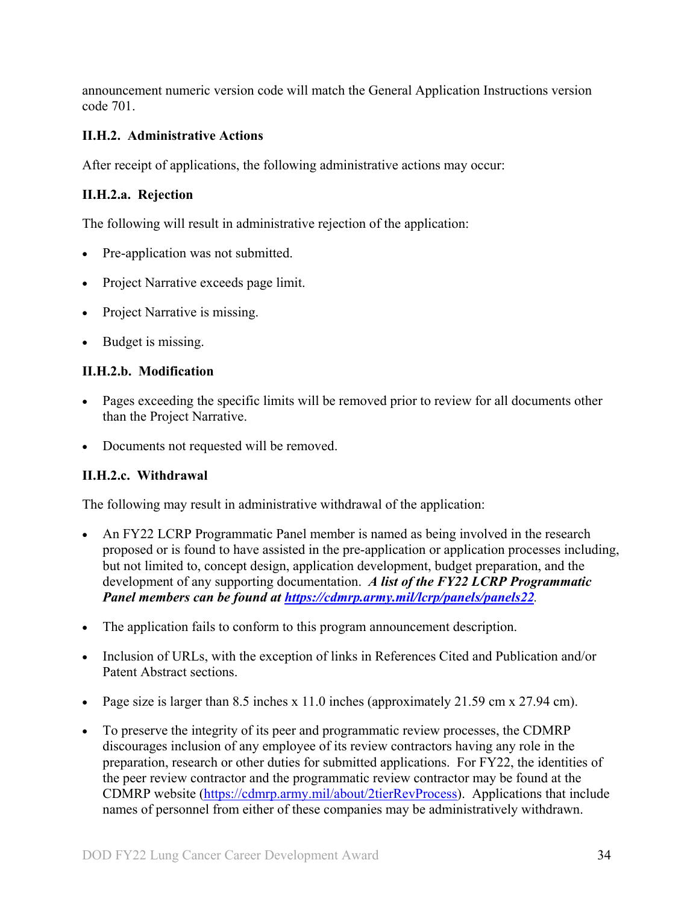announcement numeric version code will match the General Application Instructions version code 701.

### II.H.2. Administrative Actions

After receipt of applications, the following administrative actions may occur:

#### II.H.2.a. Rejection

The following will result in administrative rejection of the application:

- Pre-application was not submitted.
- Project Narrative exceeds page limit.
- Project Narrative is missing.
- Budget is missing.

#### II.H.2.b. Modification

- Pages exceeding the specific limits will be removed prior to review for all documents other than the Project Narrative.
- Documents not requested will be removed.

#### II.H.2.c. Withdrawal

The following may result in administrative withdrawal of the application:

- An FY22 LCRP Programmatic Panel member is named as being involved in the research proposed or is found to have assisted in the pre-application or application processes including, but not limited to, concept design, application development, budget preparation, and the development of any supporting documentation. ***A list of the FY22 LCRP Programmatic Panel members can be found at [https://cdmrp.army.mil/lcrp/panels/panels22](https://cdmrp.army.mil/lcrp/panels/panels22).***
- The application fails to conform to this program announcement description.
- Inclusion of URLs, with the exception of links in References Cited and Publication and/or Patent Abstract sections.
- Page size is larger than 8.5 inches x 11.0 inches (approximately 21.59 cm x 27.94 cm).
- To preserve the integrity of its peer and programmatic review processes, the CDMRP discourages inclusion of any employee of its review contractors having any role in the preparation, research or other duties for submitted applications. For FY22, the identities of the peer review contractor and the programmatic review contractor may be found at the CDMRP website ([https://cdmrp.army.mil/about/2tierRevProcess](https://cdmrp.army.mil/about/2tierRevProcess)). Applications that include names of personnel from either of these companies may be administratively withdrawn.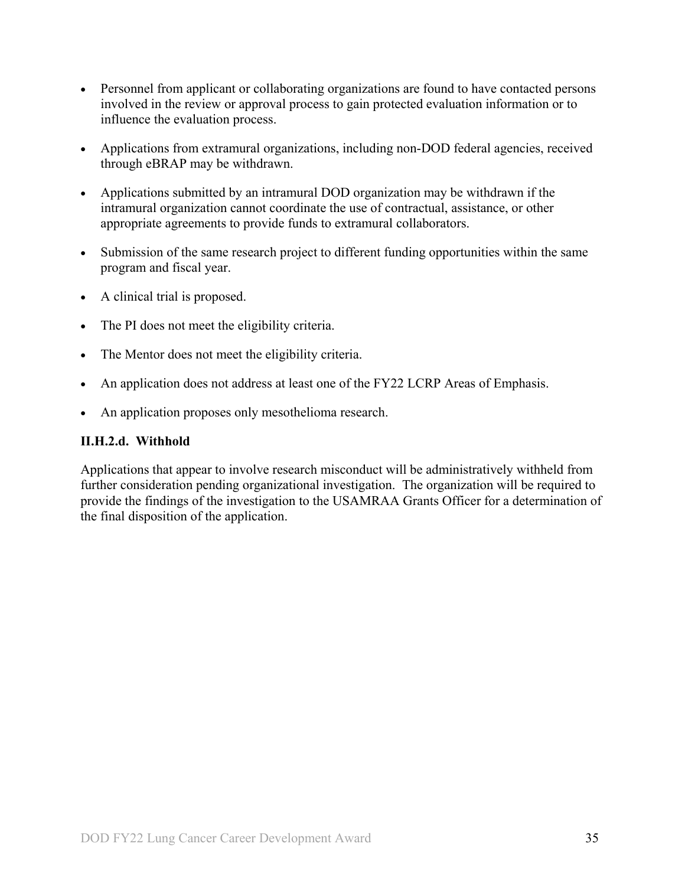- Personnel from applicant or collaborating organizations are found to have contacted persons involved in the review or approval process to gain protected evaluation information or to influence the evaluation process.
- Applications from extramural organizations, including non-DOD federal agencies, received through eBRAP may be withdrawn.
- Applications submitted by an intramural DOD organization may be withdrawn if the intramural organization cannot coordinate the use of contractual, assistance, or other appropriate agreements to provide funds to extramural collaborators.
- Submission of the same research project to different funding opportunities within the same program and fiscal year.
- A clinical trial is proposed.
- The PI does not meet the eligibility criteria.
- The Mentor does not meet the eligibility criteria.
- An application does not address at least one of the FY22 LCRP Areas of Emphasis.
- An application proposes only mesothelioma research.

**II.H.2.d. Withhold**

Applications that appear to involve research misconduct will be administratively withheld from further consideration pending organizational investigation. The organization will be required to provide the findings of the investigation to the USAMRAA Grants Officer for a determination of the final disposition of the application.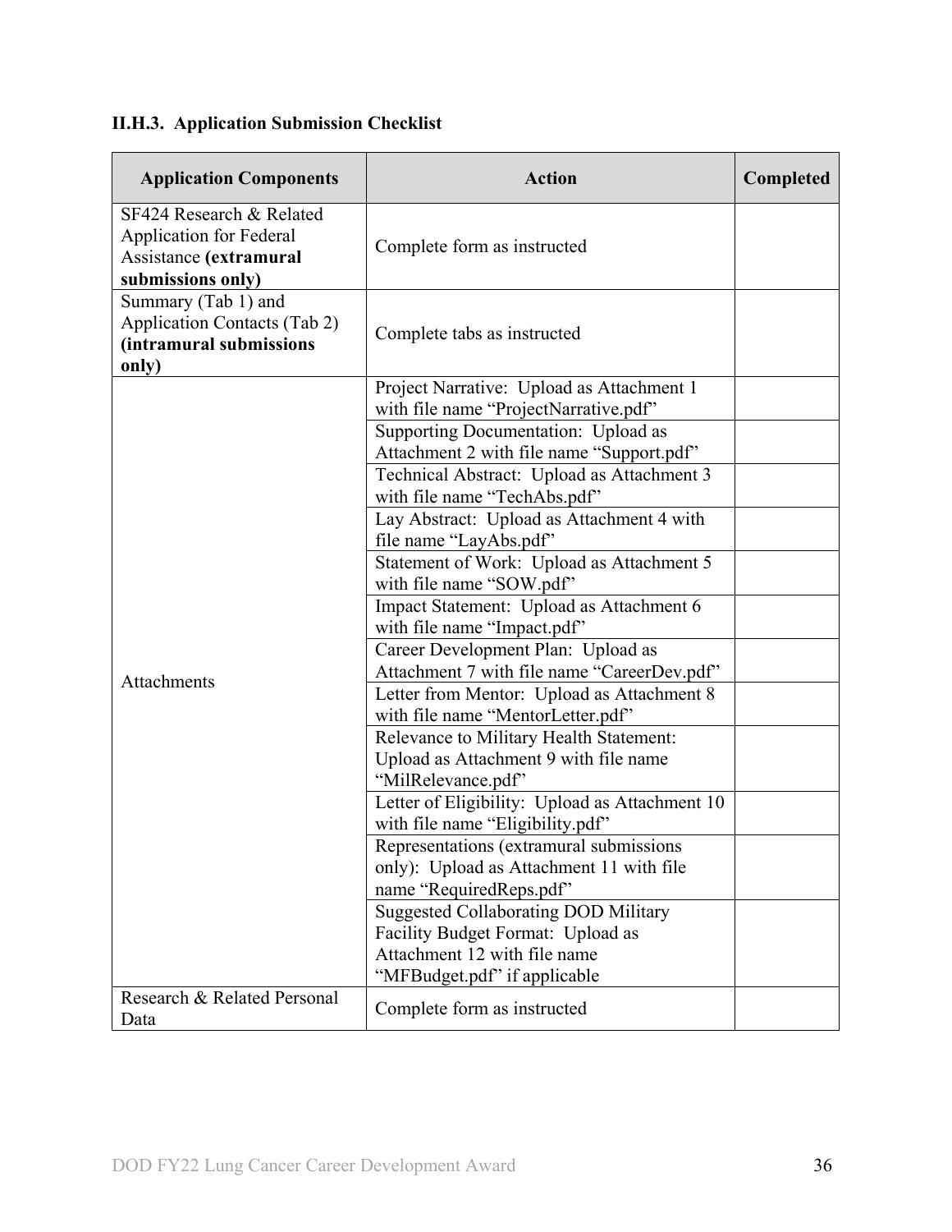### II.H.3. Application Submission Checklist

| Application Components | Action | Completed |
|---|---|---|
| SF424 Research & Related Application for Federal Assistance **(extramural submissions only)** | Complete form as instructed | |
| Summary (Tab 1) and Application Contacts (Tab 2) **(intramural submissions only)** | Complete tabs as instructed | |
| Attachments | Project Narrative: Upload as Attachment 1 with file name "ProjectNarrative.pdf" | |
| | Supporting Documentation: Upload as Attachment 2 with file name "Support.pdf" | |
| | Technical Abstract: Upload as Attachment 3 with file name "TechAbs.pdf" | |
| | Lay Abstract: Upload as Attachment 4 with file name "LayAbs.pdf" | |
| | Statement of Work: Upload as Attachment 5 with file name "SOW.pdf" | |
| | Impact Statement: Upload as Attachment 6 with file name "Impact.pdf" | |
| | Career Development Plan: Upload as Attachment 7 with file name "CareerDev.pdf" | |
| | Letter from Mentor: Upload as Attachment 8 with file name "MentorLetter.pdf" | |
| | Relevance to Military Health Statement: Upload as Attachment 9 with file name "MilRelevance.pdf" | |
| | Letter of Eligibility: Upload as Attachment 10 with file name "Eligibility.pdf" | |
| | Representations (extramural submissions only): Upload as Attachment 11 with file name "RequiredReps.pdf" | |
| | Suggested Collaborating DOD Military Facility Budget Format: Upload as Attachment 12 with file name "MFBudget.pdf" if applicable | |
| Research & Related Personal Data | Complete form as instructed | |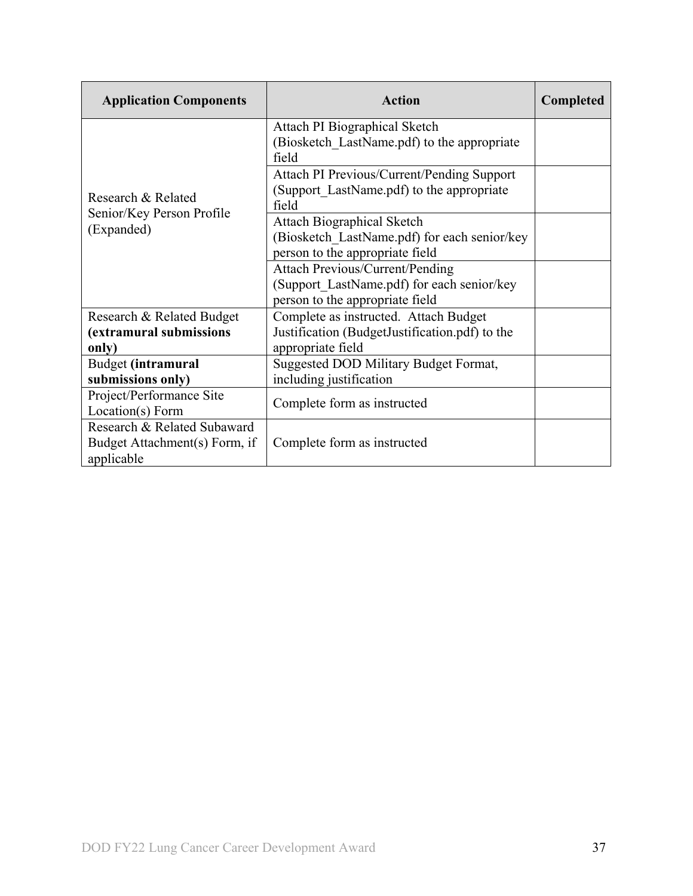| Application Components | Action | Completed |
|---|---|---|
| Research & Related Senior/Key Person Profile (Expanded) | Attach PI Biographical Sketch (Biosketch_LastName.pdf) to the appropriate field | |
| | Attach PI Previous/Current/Pending Support (Support_LastName.pdf) to the appropriate field | |
| | Attach Biographical Sketch (Biosketch_LastName.pdf) for each senior/key person to the appropriate field | |
| | Attach Previous/Current/Pending (Support_LastName.pdf) for each senior/key person to the appropriate field | |
| Research & Related Budget **(extramural submissions only)** | Complete as instructed. Attach Budget Justification (BudgetJustification.pdf) to the appropriate field | |
| Budget **(intramural submissions only)** | Suggested DOD Military Budget Format, including justification | |
| Project/Performance Site Location(s) Form | Complete form as instructed | |
| Research & Related Subaward Budget Attachment(s) Form, if applicable | Complete form as instructed | |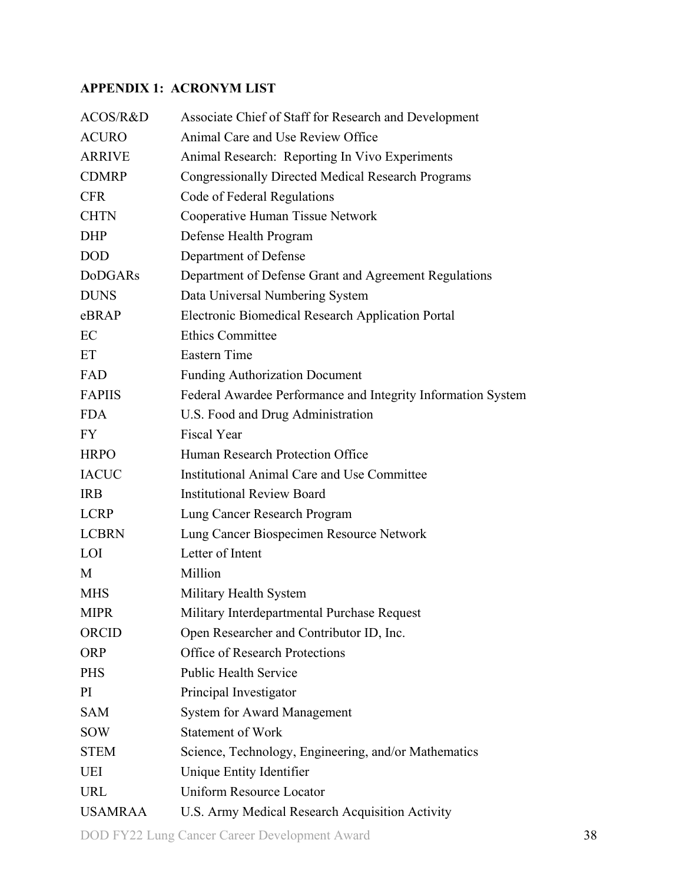## APPENDIX 1: ACRONYM LIST

| | |
|---|---|
| ACOS/R&D | Associate Chief of Staff for Research and Development |
| ACURO | Animal Care and Use Review Office |
| ARRIVE | Animal Research: Reporting In Vivo Experiments |
| CDMRP | Congressionally Directed Medical Research Programs |
| CFR | Code of Federal Regulations |
| CHTN | Cooperative Human Tissue Network |
| DHP | Defense Health Program |
| DOD | Department of Defense |
| DoDGARs | Department of Defense Grant and Agreement Regulations |
| DUNS | Data Universal Numbering System |
| eBRAP | Electronic Biomedical Research Application Portal |
| EC | Ethics Committee |
| ET | Eastern Time |
| FAD | Funding Authorization Document |
| FAPIIS | Federal Awardee Performance and Integrity Information System |
| FDA | U.S. Food and Drug Administration |
| FY | Fiscal Year |
| HRPO | Human Research Protection Office |
| IACUC | Institutional Animal Care and Use Committee |
| IRB | Institutional Review Board |
| LCRP | Lung Cancer Research Program |
| LCBRN | Lung Cancer Biospecimen Resource Network |
| LOI | Letter of Intent |
| M | Million |
| MHS | Military Health System |
| MIPR | Military Interdepartmental Purchase Request |
| ORCID | Open Researcher and Contributor ID, Inc. |
| ORP | Office of Research Protections |
| PHS | Public Health Service |
| PI | Principal Investigator |
| SAM | System for Award Management |
| SOW | Statement of Work |
| STEM | Science, Technology, Engineering, and/or Mathematics |
| UEI | Unique Entity Identifier |
| URL | Uniform Resource Locator |
| USAMRAA | U.S. Army Medical Research Acquisition Activity |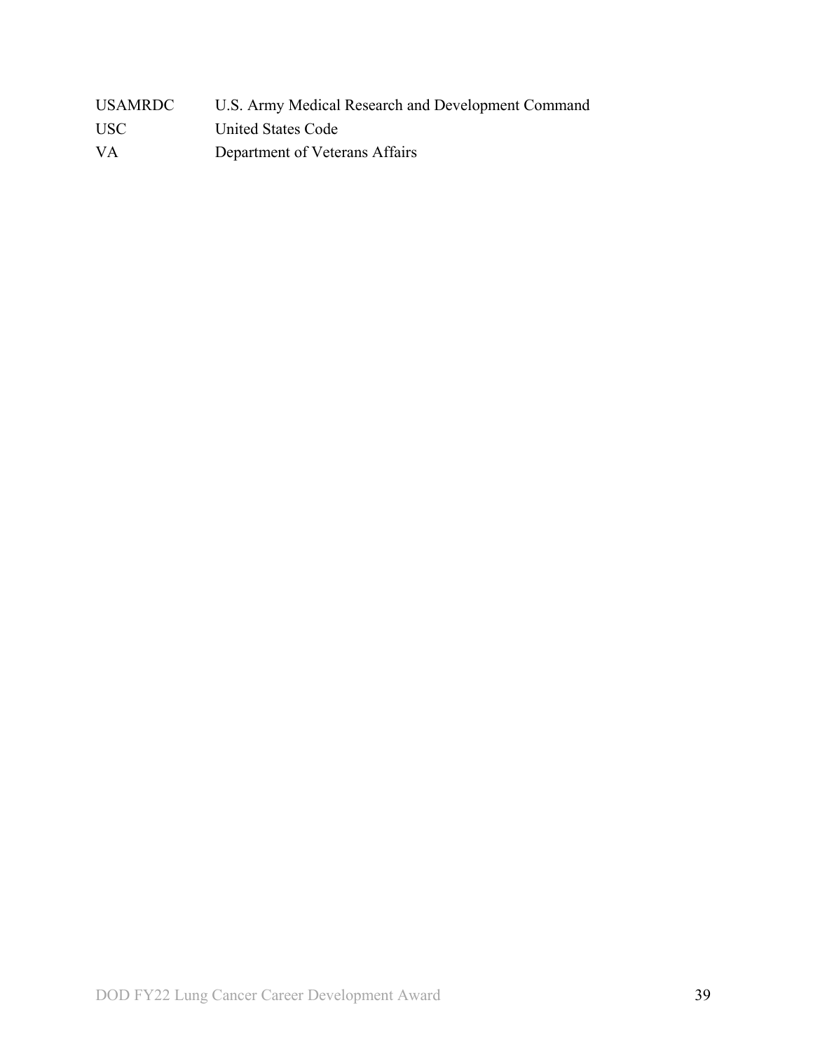| | |
|---|---|
| USAMRDC | U.S. Army Medical Research and Development Command |
| USC | United States Code |
| VA | Department of Veterans Affairs |